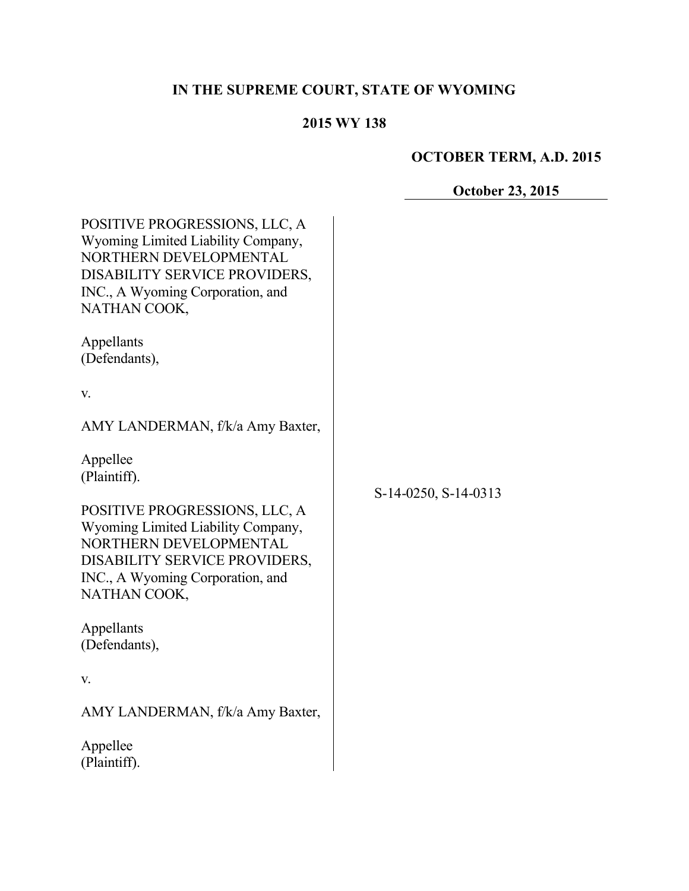**IN THE SUPREME COURT, STATE OF WYOMING**

**2015 WY 138**

**OCTOBER TERM, A.D. 2015**

**October 23, 2015**

POSITIVE PROGRESSIONS, LLC, A Wyoming Limited Liability Company, NORTHERN DEVELOPMENTAL DISABILITY SERVICE PROVIDERS, INC., A Wyoming Corporation, and NATHAN COOK,

Appellants
(Defendants),

v.

AMY LANDERMAN, f/k/a Amy Baxter,

Appellee
(Plaintiff).

S-14-0250, S-14-0313

POSITIVE PROGRESSIONS, LLC, A Wyoming Limited Liability Company, NORTHERN DEVELOPMENTAL DISABILITY SERVICE PROVIDERS, INC., A Wyoming Corporation, and NATHAN COOK,

Appellants
(Defendants),

v.

AMY LANDERMAN, f/k/a Amy Baxter,

Appellee
(Plaintiff).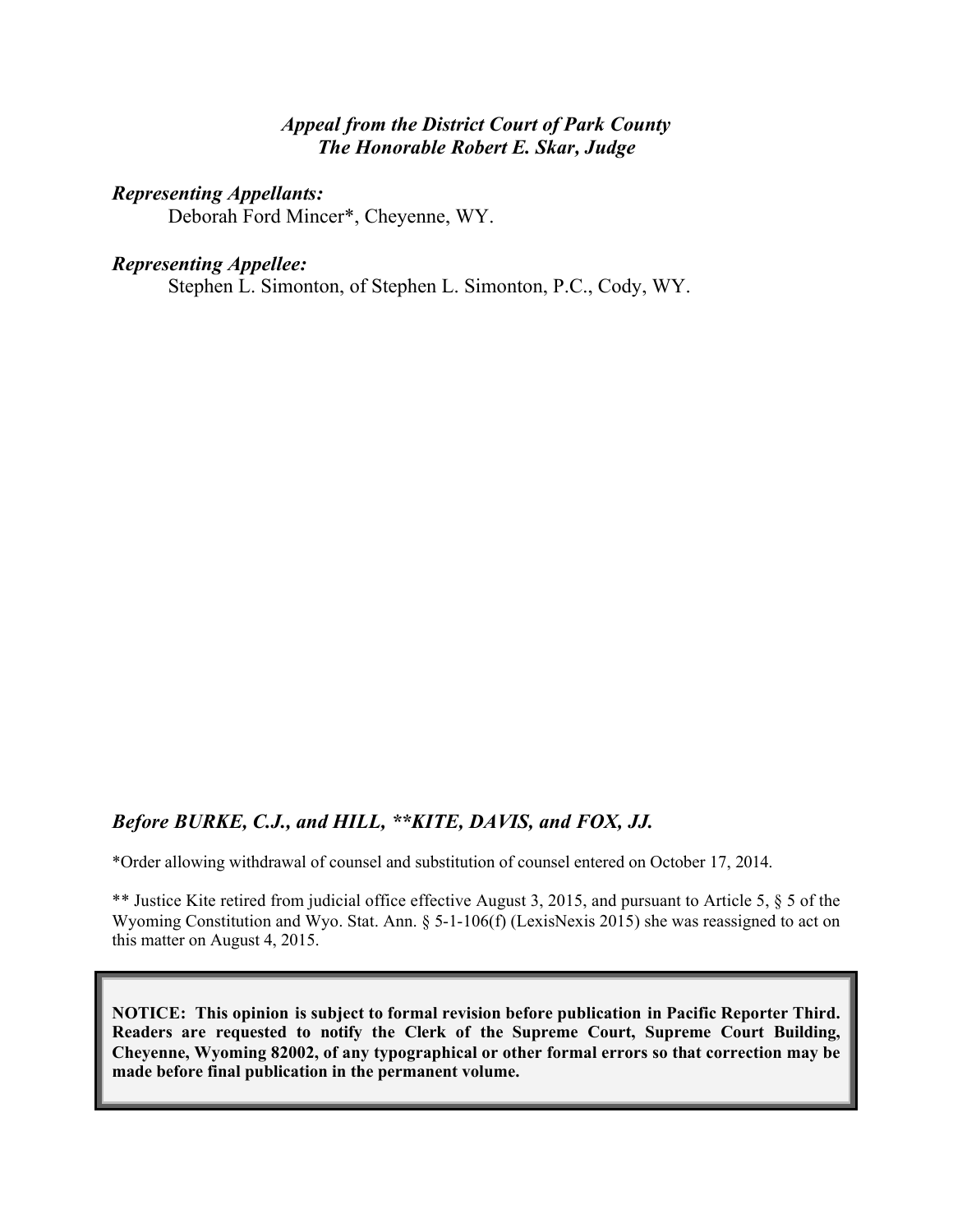*Appeal from the District Court of Park County*
*The Honorable Robert E. Skar, Judge*

***Representing Appellants:***

Deborah Ford Mincer*, Cheyenne, WY.

***Representing Appellee:***

Stephen L. Simonton, of Stephen L. Simonton, P.C., Cody, WY.

***Before BURKE, C.J., and HILL, **KITE, DAVIS, and FOX, JJ.***

*Order allowing withdrawal of counsel and substitution of counsel entered on October 17, 2014.

** Justice Kite retired from judicial office effective August 3, 2015, and pursuant to Article 5, § 5 of the Wyoming Constitution and Wyo. Stat. Ann. § 5-1-106(f) (LexisNexis 2015) she was reassigned to act on this matter on August 4, 2015.

**NOTICE: This opinion is subject to formal revision before publication in Pacific Reporter Third. Readers are requested to notify the Clerk of the Supreme Court, Supreme Court Building, Cheyenne, Wyoming 82002, of any typographical or other formal errors so that correction may be made before final publication in the permanent volume.**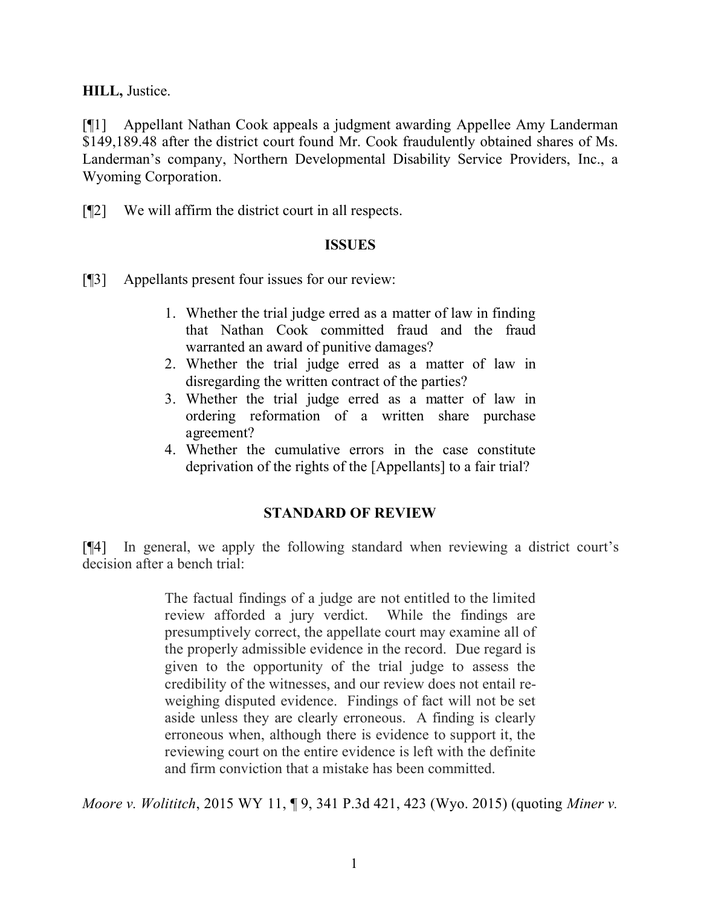**HILL,** Justice.

[¶1] Appellant Nathan Cook appeals a judgment awarding Appellee Amy Landerman $149,189.48 after the district court found Mr. Cook fraudulently obtained shares of Ms. Landerman's company, Northern Developmental Disability Service Providers, Inc., a Wyoming Corporation.

[¶2] We will affirm the district court in all respects.

**ISSUES**

[¶3] Appellants present four issues for our review:

> 1. Whether the trial judge erred as a matter of law in finding that Nathan Cook committed fraud and the fraud warranted an award of punitive damages?
> 2. Whether the trial judge erred as a matter of law in disregarding the written contract of the parties?
> 3. Whether the trial judge erred as a matter of law in ordering reformation of a written share purchase agreement?
> 4. Whether the cumulative errors in the case constitute deprivation of the rights of the [Appellants] to a fair trial?

**STANDARD OF REVIEW**

[¶4] In general, we apply the following standard when reviewing a district court's decision after a bench trial:

> The factual findings of a judge are not entitled to the limited review afforded a jury verdict. While the findings are presumptively correct, the appellate court may examine all of the properly admissible evidence in the record. Due regard is given to the opportunity of the trial judge to assess the credibility of the witnesses, and our review does not entail re-weighing disputed evidence. Findings of fact will not be set aside unless they are clearly erroneous. A finding is clearly erroneous when, although there is evidence to support it, the reviewing court on the entire evidence is left with the definite and firm conviction that a mistake has been committed.

*Moore v. Wolititch*, 2015 WY 11, ¶ 9, 341 P.3d 421, 423 (Wyo. 2015) (quoting *Miner v.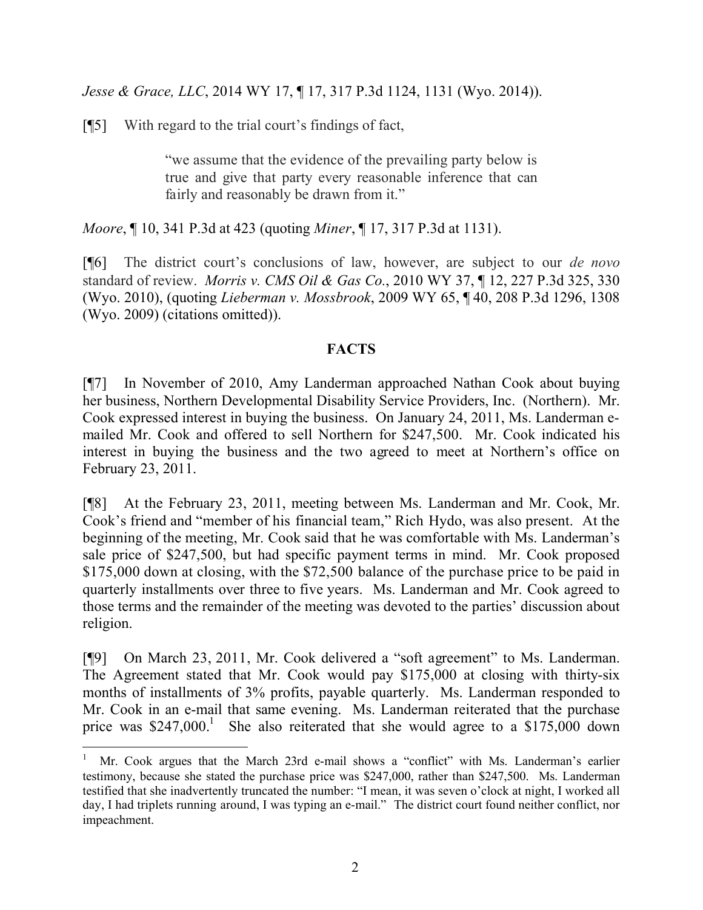*Jesse & Grace, LLC*, 2014 WY 17, ¶ 17, 317 P.3d 1124, 1131 (Wyo. 2014)).

[¶5] With regard to the trial court's findings of fact,

> "we assume that the evidence of the prevailing party below is true and give that party every reasonable inference that can fairly and reasonably be drawn from it."

*Moore*, ¶ 10, 341 P.3d at 423 (quoting *Miner*, ¶ 17, 317 P.3d at 1131).

[¶6] The district court's conclusions of law, however, are subject to our *de novo* standard of review. *Morris v. CMS Oil & Gas Co.*, 2010 WY 37, ¶ 12, 227 P.3d 325, 330 (Wyo. 2010), (quoting *Lieberman v. Mossbrook*, 2009 WY 65, ¶ 40, 208 P.3d 1296, 1308 (Wyo. 2009) (citations omitted)).

## FACTS

[¶7] In November of 2010, Amy Landerman approached Nathan Cook about buying her business, Northern Developmental Disability Service Providers, Inc. (Northern). Mr. Cook expressed interest in buying the business. On January 24, 2011, Ms. Landerman e-mailed Mr. Cook and offered to sell Northern for $247,500. Mr. Cook indicated his interest in buying the business and the two agreed to meet at Northern's office on February 23, 2011.

[¶8] At the February 23, 2011, meeting between Ms. Landerman and Mr. Cook, Mr. Cook's friend and "member of his financial team," Rich Hydo, was also present. At the beginning of the meeting, Mr. Cook said that he was comfortable with Ms. Landerman's sale price of $247,500, but had specific payment terms in mind. Mr. Cook proposed $175,000 down at closing, with the $72,500 balance of the purchase price to be paid in quarterly installments over three to five years. Ms. Landerman and Mr. Cook agreed to those terms and the remainder of the meeting was devoted to the parties' discussion about religion.

[¶9] On March 23, 2011, Mr. Cook delivered a "soft agreement" to Ms. Landerman. The Agreement stated that Mr. Cook would pay $175,000 at closing with thirty-six months of installments of 3% profits, payable quarterly. Ms. Landerman responded to Mr. Cook in an e-mail that same evening. Ms. Landerman reiterated that the purchase price was $247,000.[1] She also reiterated that she would agree to a $175,000 down

[1] Mr. Cook argues that the March 23rd e-mail shows a "conflict" with Ms. Landerman's earlier testimony, because she stated the purchase price was $247,000, rather than $247,500. Ms. Landerman testified that she inadvertently truncated the number: "I mean, it was seven o'clock at night, I worked all day, I had triplets running around, I was typing an e-mail." The district court found neither conflict, nor impeachment.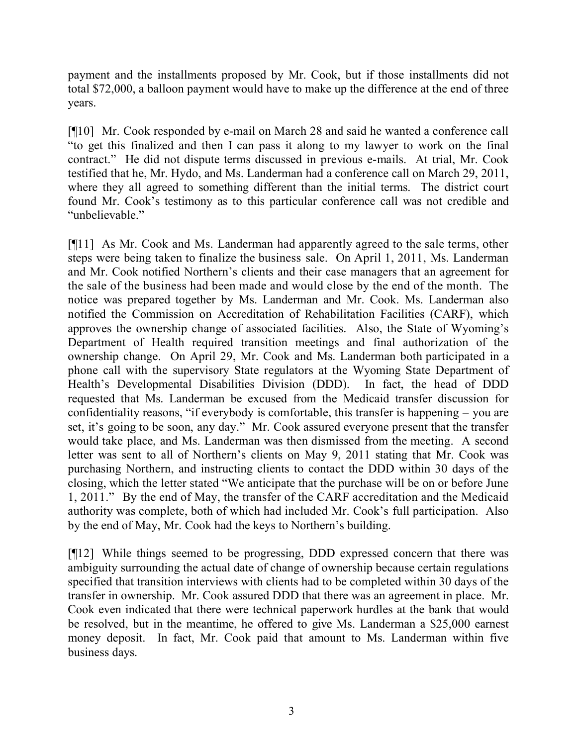payment and the installments proposed by Mr. Cook, but if those installments did not total $72,000, a balloon payment would have to make up the difference at the end of three years.

[¶10] Mr. Cook responded by e-mail on March 28 and said he wanted a conference call "to get this finalized and then I can pass it along to my lawyer to work on the final contract." He did not dispute terms discussed in previous e-mails. At trial, Mr. Cook testified that he, Mr. Hydo, and Ms. Landerman had a conference call on March 29, 2011, where they all agreed to something different than the initial terms. The district court found Mr. Cook's testimony as to this particular conference call was not credible and "unbelievable."

[¶11] As Mr. Cook and Ms. Landerman had apparently agreed to the sale terms, other steps were being taken to finalize the business sale. On April 1, 2011, Ms. Landerman and Mr. Cook notified Northern's clients and their case managers that an agreement for the sale of the business had been made and would close by the end of the month. The notice was prepared together by Ms. Landerman and Mr. Cook. Ms. Landerman also notified the Commission on Accreditation of Rehabilitation Facilities (CARF), which approves the ownership change of associated facilities. Also, the State of Wyoming's Department of Health required transition meetings and final authorization of the ownership change. On April 29, Mr. Cook and Ms. Landerman both participated in a phone call with the supervisory State regulators at the Wyoming State Department of Health's Developmental Disabilities Division (DDD). In fact, the head of DDD requested that Ms. Landerman be excused from the Medicaid transfer discussion for confidentiality reasons, "if everybody is comfortable, this transfer is happening – you are set, it's going to be soon, any day." Mr. Cook assured everyone present that the transfer would take place, and Ms. Landerman was then dismissed from the meeting. A second letter was sent to all of Northern's clients on May 9, 2011 stating that Mr. Cook was purchasing Northern, and instructing clients to contact the DDD within 30 days of the closing, which the letter stated "We anticipate that the purchase will be on or before June 1, 2011." By the end of May, the transfer of the CARF accreditation and the Medicaid authority was complete, both of which had included Mr. Cook's full participation. Also by the end of May, Mr. Cook had the keys to Northern's building.

[¶12] While things seemed to be progressing, DDD expressed concern that there was ambiguity surrounding the actual date of change of ownership because certain regulations specified that transition interviews with clients had to be completed within 30 days of the transfer in ownership. Mr. Cook assured DDD that there was an agreement in place. Mr. Cook even indicated that there were technical paperwork hurdles at the bank that would be resolved, but in the meantime, he offered to give Ms. Landerman a $25,000 earnest money deposit. In fact, Mr. Cook paid that amount to Ms. Landerman within five business days.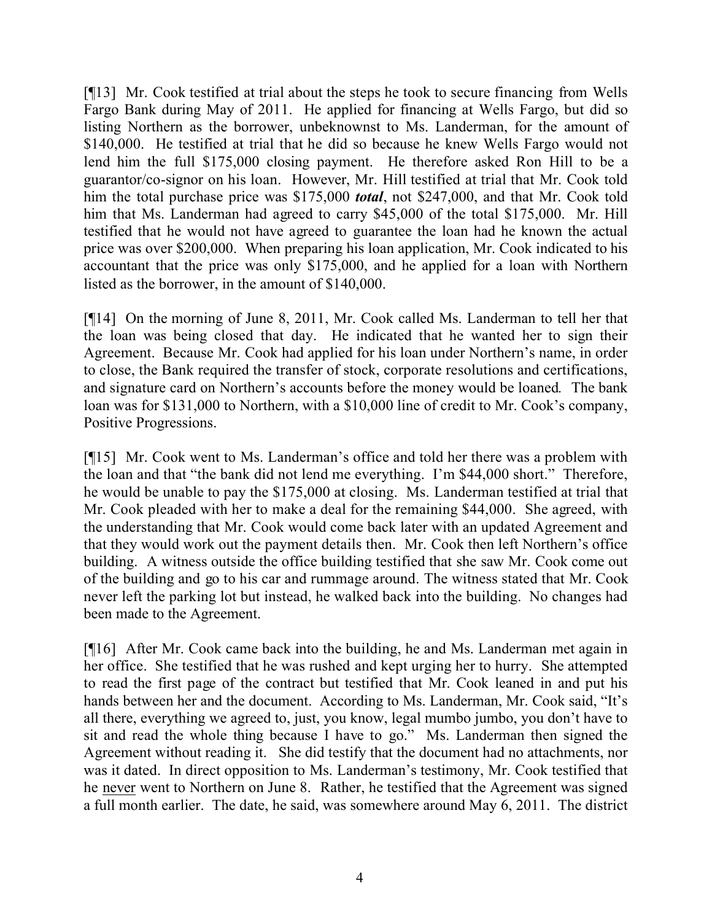[¶13] Mr. Cook testified at trial about the steps he took to secure financing from Wells Fargo Bank during May of 2011. He applied for financing at Wells Fargo, but did so listing Northern as the borrower, unbeknownst to Ms. Landerman, for the amount of $140,000. He testified at trial that he did so because he knew Wells Fargo would not lend him the full $175,000 closing payment. He therefore asked Ron Hill to be a guarantor/co-signor on his loan. However, Mr. Hill testified at trial that Mr. Cook told him the total purchase price was $175,000 ***total***, not $247,000, and that Mr. Cook told him that Ms. Landerman had agreed to carry $45,000 of the total $175,000. Mr. Hill testified that he would not have agreed to guarantee the loan had he known the actual price was over $200,000. When preparing his loan application, Mr. Cook indicated to his accountant that the price was only $175,000, and he applied for a loan with Northern listed as the borrower, in the amount of $140,000.

[¶14] On the morning of June 8, 2011, Mr. Cook called Ms. Landerman to tell her that the loan was being closed that day. He indicated that he wanted her to sign their Agreement. Because Mr. Cook had applied for his loan under Northern's name, in order to close, the Bank required the transfer of stock, corporate resolutions and certifications, and signature card on Northern's accounts before the money would be loaned. The bank loan was for $131,000 to Northern, with a $10,000 line of credit to Mr. Cook's company, Positive Progressions.

[¶15] Mr. Cook went to Ms. Landerman's office and told her there was a problem with the loan and that "the bank did not lend me everything. I'm $44,000 short." Therefore, he would be unable to pay the $175,000 at closing. Ms. Landerman testified at trial that Mr. Cook pleaded with her to make a deal for the remaining $44,000. She agreed, with the understanding that Mr. Cook would come back later with an updated Agreement and that they would work out the payment details then. Mr. Cook then left Northern's office building. A witness outside the office building testified that she saw Mr. Cook come out of the building and go to his car and rummage around. The witness stated that Mr. Cook never left the parking lot but instead, he walked back into the building. No changes had been made to the Agreement.

[¶16] After Mr. Cook came back into the building, he and Ms. Landerman met again in her office. She testified that he was rushed and kept urging her to hurry. She attempted to read the first page of the contract but testified that Mr. Cook leaned in and put his hands between her and the document. According to Ms. Landerman, Mr. Cook said, "It's all there, everything we agreed to, just, you know, legal mumbo jumbo, you don't have to sit and read the whole thing because I have to go." Ms. Landerman then signed the Agreement without reading it. She did testify that the document had no attachments, nor was it dated. In direct opposition to Ms. Landerman's testimony, Mr. Cook testified that he <u>never</u> went to Northern on June 8. Rather, he testified that the Agreement was signed a full month earlier. The date, he said, was somewhere around May 6, 2011. The district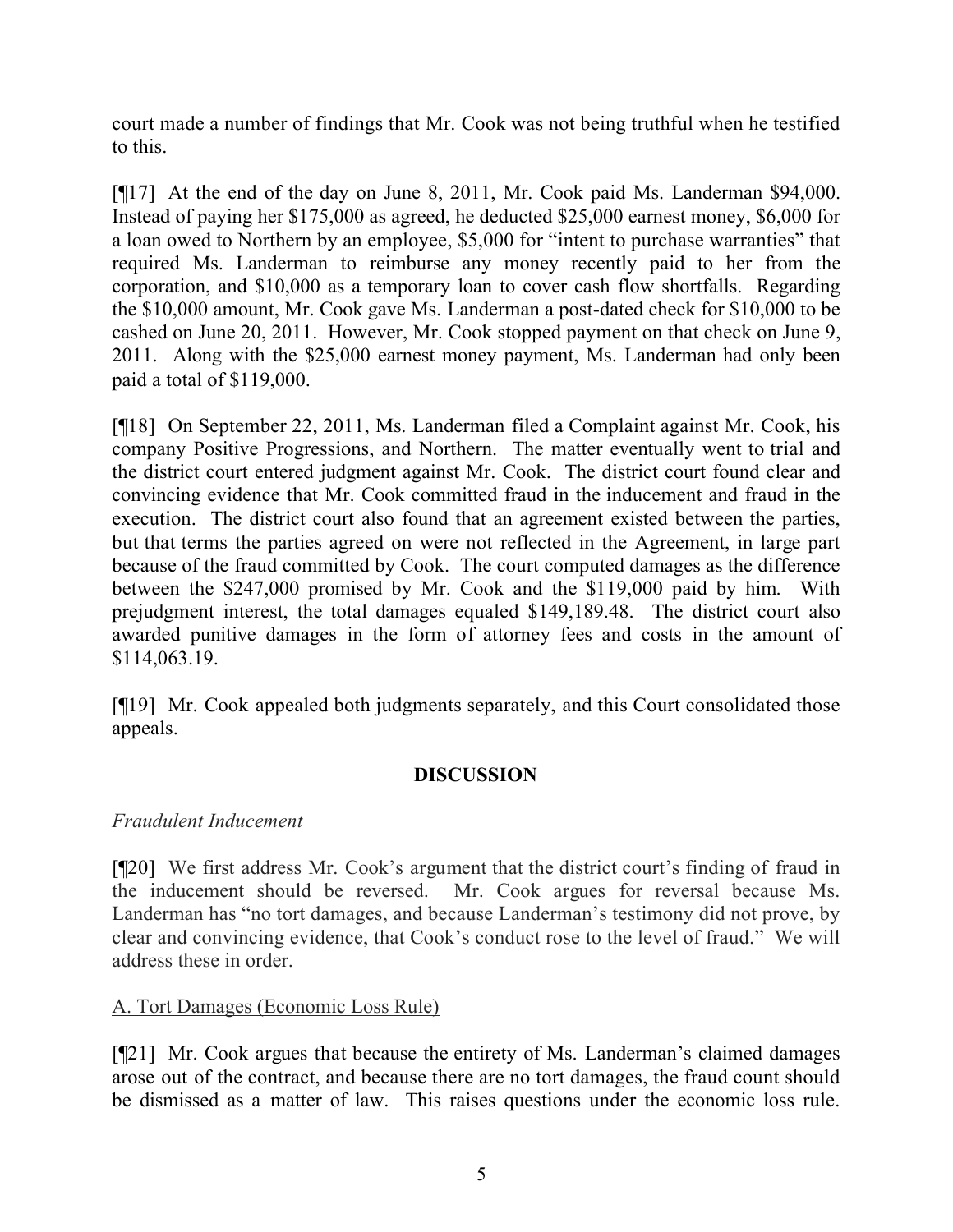court made a number of findings that Mr. Cook was not being truthful when he testified to this.

[¶17] At the end of the day on June 8, 2011, Mr. Cook paid Ms. Landerman $94,000. Instead of paying her $175,000 as agreed, he deducted $25,000 earnest money, $6,000 for a loan owed to Northern by an employee, $5,000 for "intent to purchase warranties" that required Ms. Landerman to reimburse any money recently paid to her from the corporation, and $10,000 as a temporary loan to cover cash flow shortfalls. Regarding the $10,000 amount, Mr. Cook gave Ms. Landerman a post-dated check for $10,000 to be cashed on June 20, 2011. However, Mr. Cook stopped payment on that check on June 9, 2011. Along with the $25,000 earnest money payment, Ms. Landerman had only been paid a total of $119,000.

[¶18] On September 22, 2011, Ms. Landerman filed a Complaint against Mr. Cook, his company Positive Progressions, and Northern. The matter eventually went to trial and the district court entered judgment against Mr. Cook. The district court found clear and convincing evidence that Mr. Cook committed fraud in the inducement and fraud in the execution. The district court also found that an agreement existed between the parties, but that terms the parties agreed on were not reflected in the Agreement, in large part because of the fraud committed by Cook. The court computed damages as the difference between the $247,000 promised by Mr. Cook and the $119,000 paid by him. With prejudgment interest, the total damages equaled $149,189.48. The district court also awarded punitive damages in the form of attorney fees and costs in the amount of $114,063.19.

[¶19] Mr. Cook appealed both judgments separately, and this Court consolidated those appeals.

## DISCUSSION

*Fraudulent Inducement*

[¶20] We first address Mr. Cook's argument that the district court's finding of fraud in the inducement should be reversed. Mr. Cook argues for reversal because Ms. Landerman has "no tort damages, and because Landerman's testimony did not prove, by clear and convincing evidence, that Cook's conduct rose to the level of fraud." We will address these in order.

A. Tort Damages (Economic Loss Rule)

[¶21] Mr. Cook argues that because the entirety of Ms. Landerman's claimed damages arose out of the contract, and because there are no tort damages, the fraud count should be dismissed as a matter of law. This raises questions under the economic loss rule.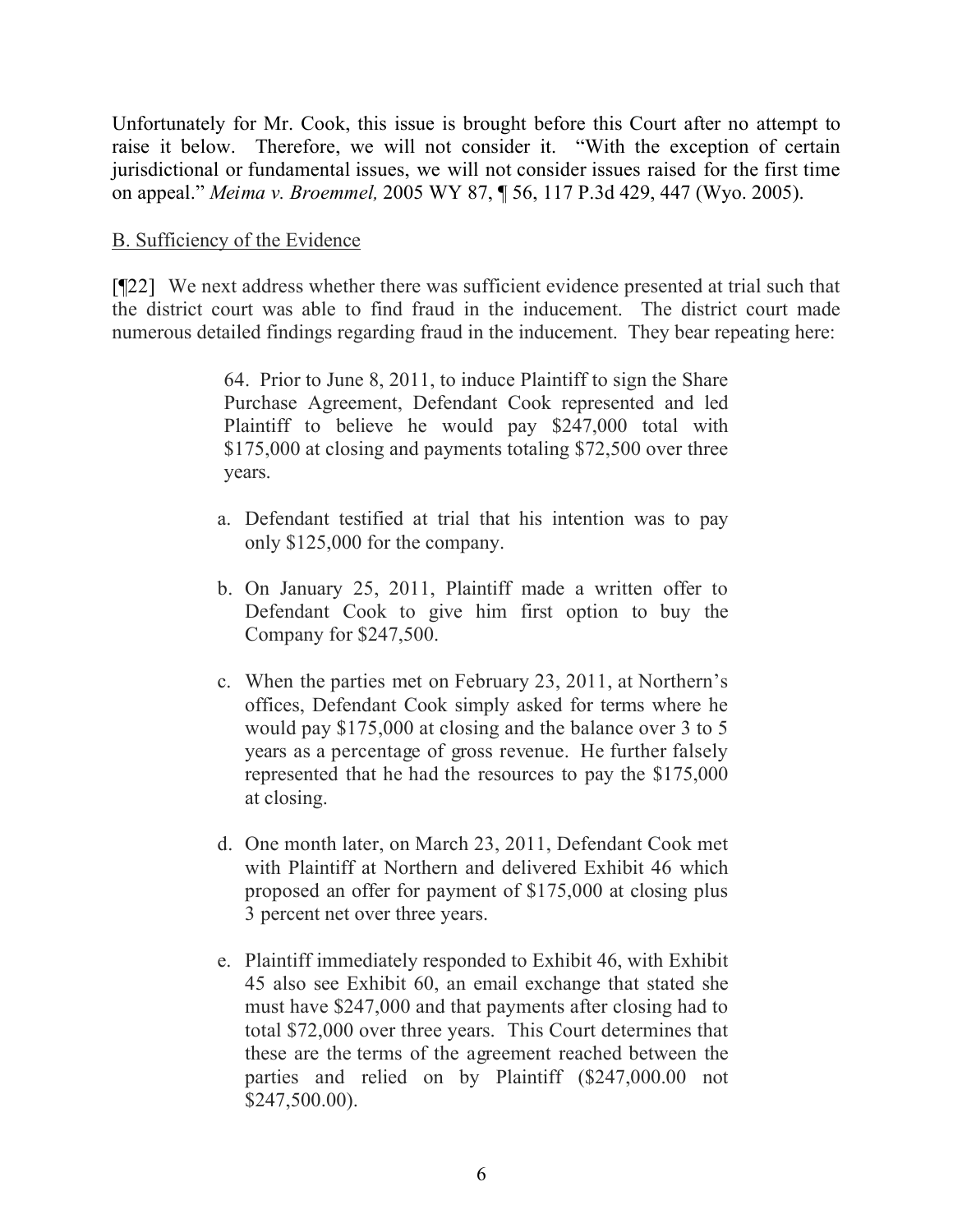Unfortunately for Mr. Cook, this issue is brought before this Court after no attempt to raise it below. Therefore, we will not consider it. "With the exception of certain jurisdictional or fundamental issues, we will not consider issues raised for the first time on appeal." *Meima v. Broemmel,* 2005 WY 87, ¶ 56, 117 P.3d 429, 447 (Wyo. 2005).

B. Sufficiency of the Evidence

[¶22] We next address whether there was sufficient evidence presented at trial such that the district court was able to find fraud in the inducement. The district court made numerous detailed findings regarding fraud in the inducement. They bear repeating here:

> 64. Prior to June 8, 2011, to induce Plaintiff to sign the Share Purchase Agreement, Defendant Cook represented and led Plaintiff to believe he would pay $247,000 total with $175,000 at closing and payments totaling $72,500 over three years.
>
> a. Defendant testified at trial that his intention was to pay only $125,000 for the company.
>
> b. On January 25, 2011, Plaintiff made a written offer to Defendant Cook to give him first option to buy the Company for $247,500.
>
> c. When the parties met on February 23, 2011, at Northern's offices, Defendant Cook simply asked for terms where he would pay $175,000 at closing and the balance over 3 to 5 years as a percentage of gross revenue. He further falsely represented that he had the resources to pay the $175,000 at closing.
>
> d. One month later, on March 23, 2011, Defendant Cook met with Plaintiff at Northern and delivered Exhibit 46 which proposed an offer for payment of $175,000 at closing plus 3 percent net over three years.
>
> e. Plaintiff immediately responded to Exhibit 46, with Exhibit 45 also see Exhibit 60, an email exchange that stated she must have $247,000 and that payments after closing had to total $72,000 over three years. This Court determines that these are the terms of the agreement reached between the parties and relied on by Plaintiff ($247,000.00 not $247,500.00).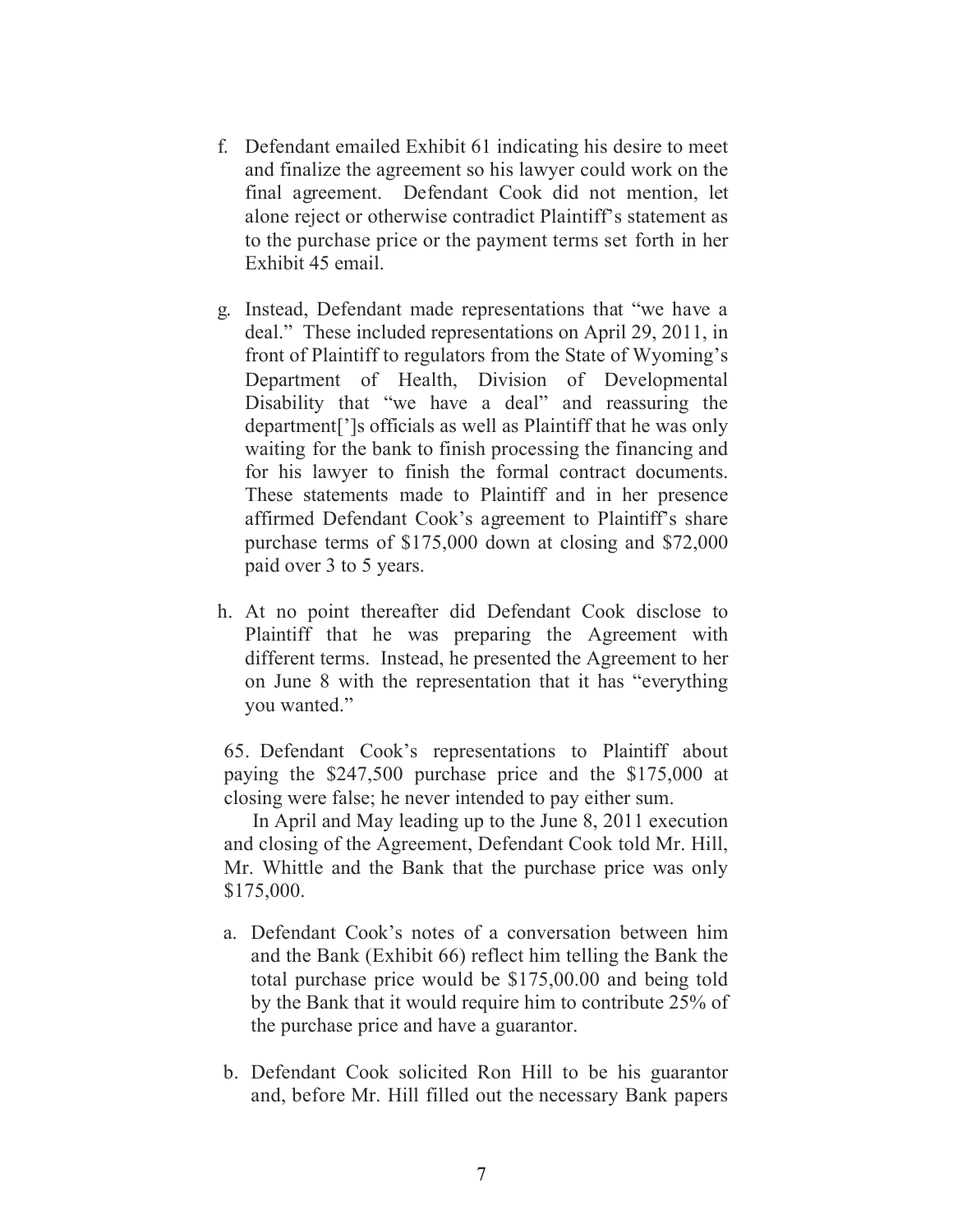f. Defendant emailed Exhibit 61 indicating his desire to meet and finalize the agreement so his lawyer could work on the final agreement. Defendant Cook did not mention, let alone reject or otherwise contradict Plaintiff's statement as to the purchase price or the payment terms set forth in her Exhibit 45 email.

g. Instead, Defendant made representations that "we have a deal." These included representations on April 29, 2011, in front of Plaintiff to regulators from the State of Wyoming's Department of Health, Division of Developmental Disability that "we have a deal" and reassuring the department[']s officials as well as Plaintiff that he was only waiting for the bank to finish processing the financing and for his lawyer to finish the formal contract documents. These statements made to Plaintiff and in her presence affirmed Defendant Cook's agreement to Plaintiff's share purchase terms of $175,000 down at closing and $72,000 paid over 3 to 5 years.

h. At no point thereafter did Defendant Cook disclose to Plaintiff that he was preparing the Agreement with different terms. Instead, he presented the Agreement to her on June 8 with the representation that it has "everything you wanted."

65. Defendant Cook's representations to Plaintiff about paying the $247,500 purchase price and the $175,000 at closing were false; he never intended to pay either sum.

In April and May leading up to the June 8, 2011 execution and closing of the Agreement, Defendant Cook told Mr. Hill, Mr. Whittle and the Bank that the purchase price was only $175,000.

a. Defendant Cook's notes of a conversation between him and the Bank (Exhibit 66) reflect him telling the Bank the total purchase price would be $175,00.00 and being told by the Bank that it would require him to contribute 25% of the purchase price and have a guarantor.

b. Defendant Cook solicited Ron Hill to be his guarantor and, before Mr. Hill filled out the necessary Bank papers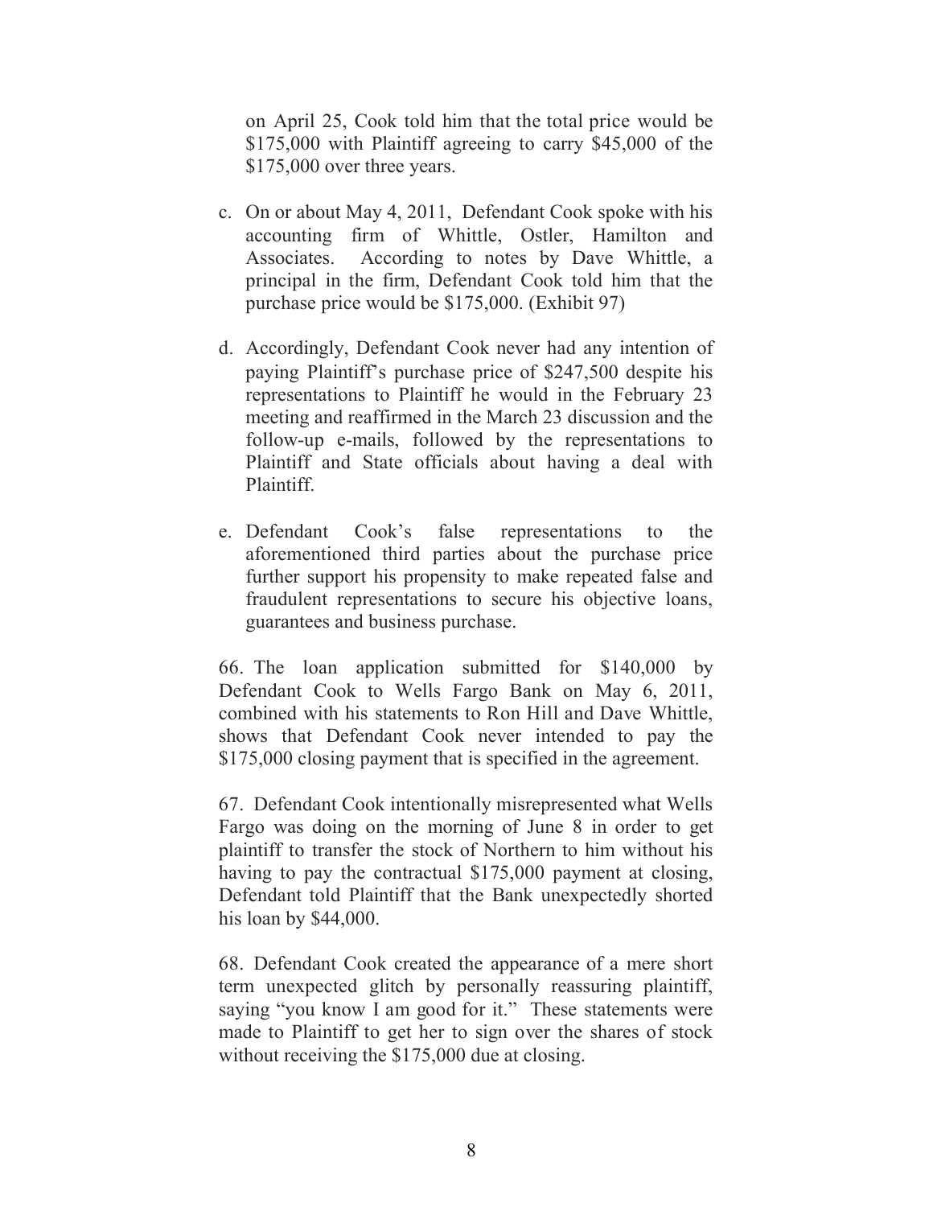on April 25, Cook told him that the total price would be $175,000 with Plaintiff agreeing to carry $45,000 of the $175,000 over three years.

c. On or about May 4, 2011, Defendant Cook spoke with his accounting firm of Whittle, Ostler, Hamilton and Associates. According to notes by Dave Whittle, a principal in the firm, Defendant Cook told him that the purchase price would be $175,000. (Exhibit 97)

d. Accordingly, Defendant Cook never had any intention of paying Plaintiff's purchase price of $247,500 despite his representations to Plaintiff he would in the February 23 meeting and reaffirmed in the March 23 discussion and the follow-up e-mails, followed by the representations to Plaintiff and State officials about having a deal with Plaintiff.

e. Defendant Cook's false representations to the aforementioned third parties about the purchase price further support his propensity to make repeated false and fraudulent representations to secure his objective loans, guarantees and business purchase.

66. The loan application submitted for $140,000 by Defendant Cook to Wells Fargo Bank on May 6, 2011, combined with his statements to Ron Hill and Dave Whittle, shows that Defendant Cook never intended to pay the $175,000 closing payment that is specified in the agreement.

67. Defendant Cook intentionally misrepresented what Wells Fargo was doing on the morning of June 8 in order to get plaintiff to transfer the stock of Northern to him without his having to pay the contractual $175,000 payment at closing, Defendant told Plaintiff that the Bank unexpectedly shorted his loan by $44,000.

68. Defendant Cook created the appearance of a mere short term unexpected glitch by personally reassuring plaintiff, saying "you know I am good for it." These statements were made to Plaintiff to get her to sign over the shares of stock without receiving the $175,000 due at closing.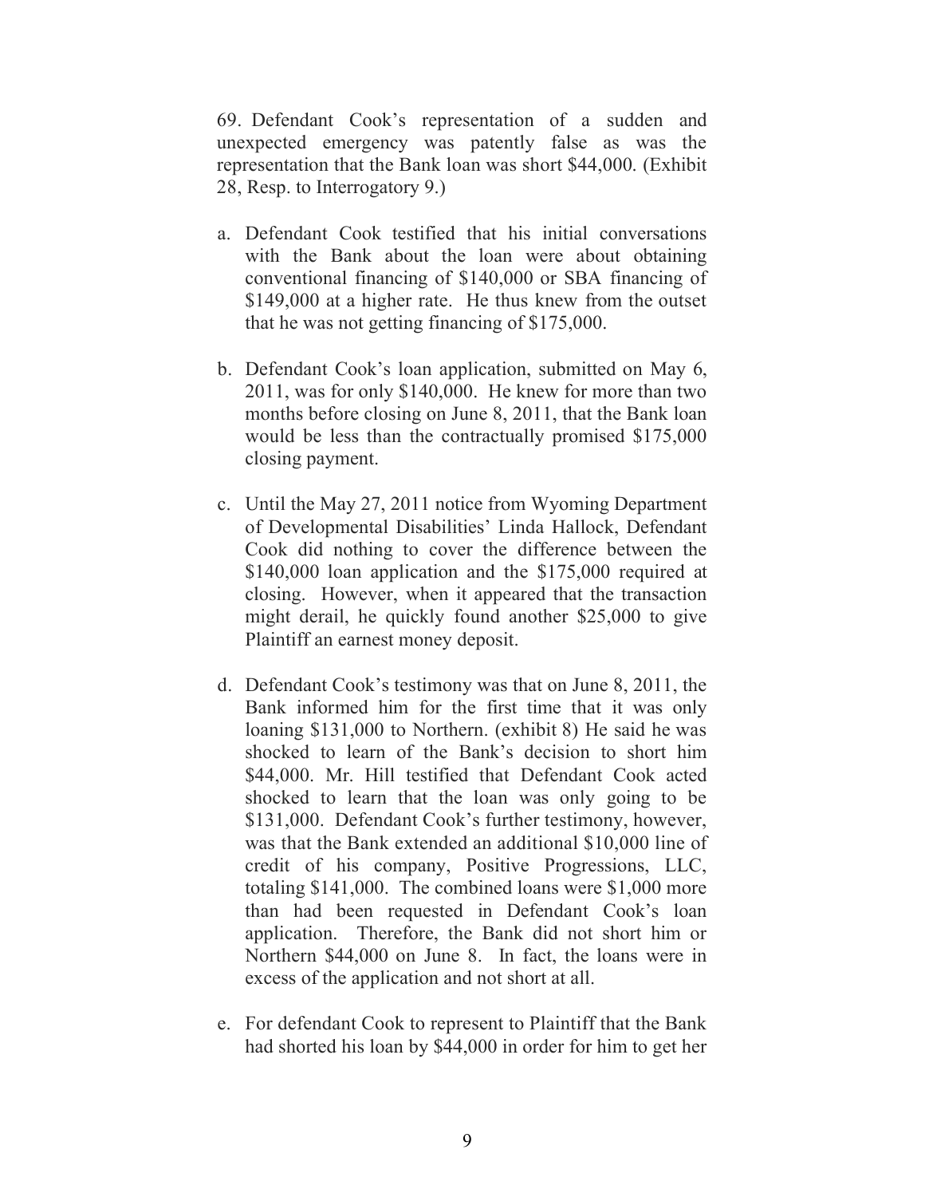69. Defendant Cook's representation of a sudden and unexpected emergency was patently false as was the representation that the Bank loan was short $44,000. (Exhibit 28, Resp. to Interrogatory 9.)

a. Defendant Cook testified that his initial conversations with the Bank about the loan were about obtaining conventional financing of $140,000 or SBA financing of $149,000 at a higher rate. He thus knew from the outset that he was not getting financing of $175,000.

b. Defendant Cook's loan application, submitted on May 6, 2011, was for only $140,000. He knew for more than two months before closing on June 8, 2011, that the Bank loan would be less than the contractually promised $175,000 closing payment.

c. Until the May 27, 2011 notice from Wyoming Department of Developmental Disabilities' Linda Hallock, Defendant Cook did nothing to cover the difference between the $140,000 loan application and the $175,000 required at closing. However, when it appeared that the transaction might derail, he quickly found another $25,000 to give Plaintiff an earnest money deposit.

d. Defendant Cook's testimony was that on June 8, 2011, the Bank informed him for the first time that it was only loaning $131,000 to Northern. (exhibit 8) He said he was shocked to learn of the Bank's decision to short him $44,000. Mr. Hill testified that Defendant Cook acted shocked to learn that the loan was only going to be $131,000. Defendant Cook's further testimony, however, was that the Bank extended an additional $10,000 line of credit of his company, Positive Progressions, LLC, totaling $141,000. The combined loans were $1,000 more than had been requested in Defendant Cook's loan application. Therefore, the Bank did not short him or Northern $44,000 on June 8. In fact, the loans were in excess of the application and not short at all.

e. For defendant Cook to represent to Plaintiff that the Bank had shorted his loan by $44,000 in order for him to get her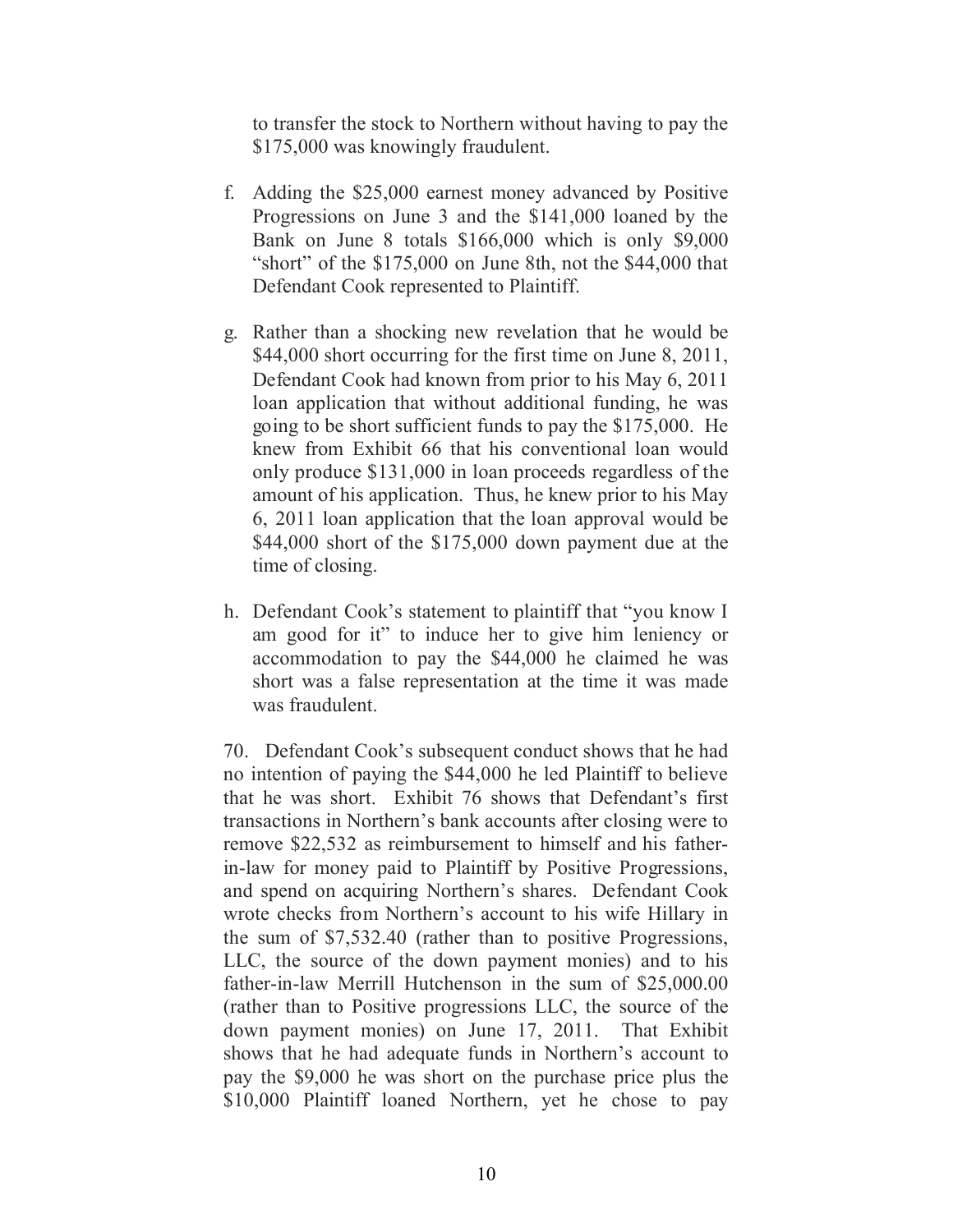to transfer the stock to Northern without having to pay the $175,000 was knowingly fraudulent.

f. Adding the $25,000 earnest money advanced by Positive Progressions on June 3 and the $141,000 loaned by the Bank on June 8 totals $166,000 which is only $9,000 "short" of the $175,000 on June 8th, not the $44,000 that Defendant Cook represented to Plaintiff.

g. Rather than a shocking new revelation that he would be $44,000 short occurring for the first time on June 8, 2011, Defendant Cook had known from prior to his May 6, 2011 loan application that without additional funding, he was going to be short sufficient funds to pay the $175,000. He knew from Exhibit 66 that his conventional loan would only produce $131,000 in loan proceeds regardless of the amount of his application. Thus, he knew prior to his May 6, 2011 loan application that the loan approval would be $44,000 short of the $175,000 down payment due at the time of closing.

h. Defendant Cook's statement to plaintiff that "you know I am good for it" to induce her to give him leniency or accommodation to pay the $44,000 he claimed he was short was a false representation at the time it was made was fraudulent.

70. Defendant Cook's subsequent conduct shows that he had no intention of paying the $44,000 he led Plaintiff to believe that he was short. Exhibit 76 shows that Defendant's first transactions in Northern's bank accounts after closing were to remove $22,532 as reimbursement to himself and his father-in-law for money paid to Plaintiff by Positive Progressions, and spend on acquiring Northern's shares. Defendant Cook wrote checks from Northern's account to his wife Hillary in the sum of $7,532.40 (rather than to positive Progressions, LLC, the source of the down payment monies) and to his father-in-law Merrill Hutchenson in the sum of $25,000.00 (rather than to Positive progressions LLC, the source of the down payment monies) on June 17, 2011. That Exhibit shows that he had adequate funds in Northern's account to pay the $9,000 he was short on the purchase price plus the $10,000 Plaintiff loaned Northern, yet he chose to pay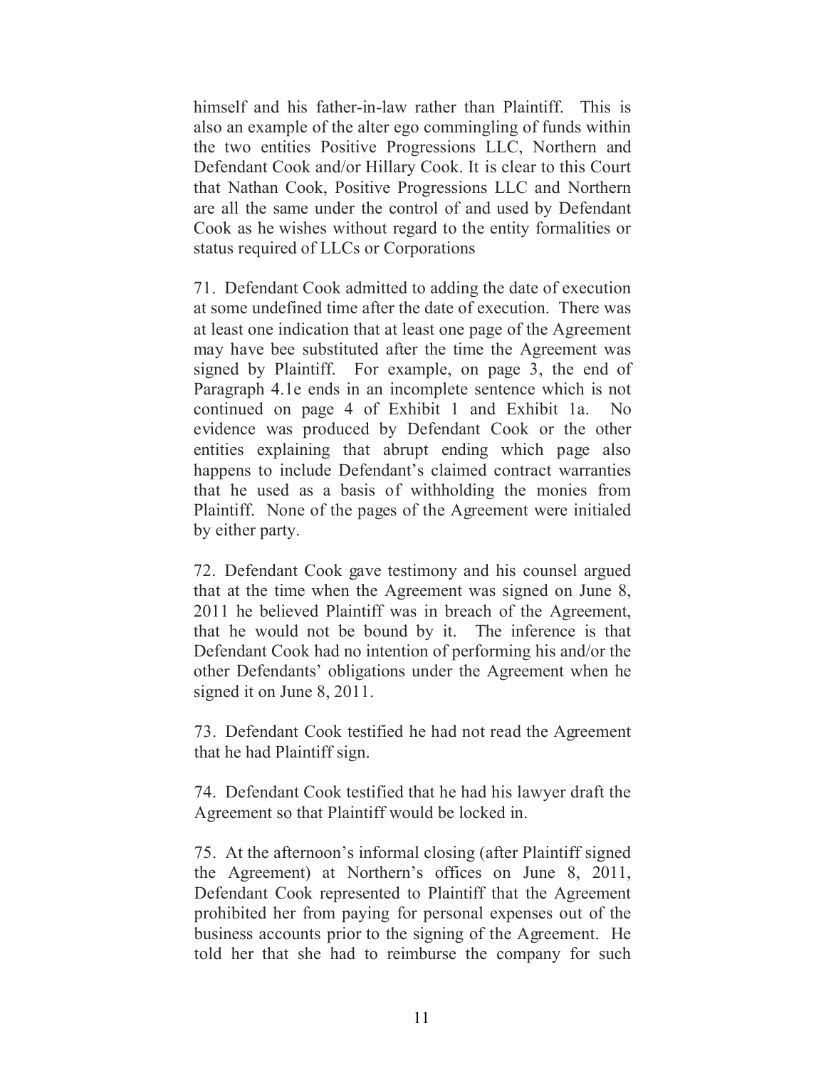himself and his father-in-law rather than Plaintiff. This is also an example of the alter ego commingling of funds within the two entities Positive Progressions LLC, Northern and Defendant Cook and/or Hillary Cook. It is clear to this Court that Nathan Cook, Positive Progressions LLC and Northern are all the same under the control of and used by Defendant Cook as he wishes without regard to the entity formalities or status required of LLCs or Corporations

71. Defendant Cook admitted to adding the date of execution at some undefined time after the date of execution. There was at least one indication that at least one page of the Agreement may have bee substituted after the time the Agreement was signed by Plaintiff. For example, on page 3, the end of Paragraph 4.1e ends in an incomplete sentence which is not continued on page 4 of Exhibit 1 and Exhibit 1a. No evidence was produced by Defendant Cook or the other entities explaining that abrupt ending which page also happens to include Defendant's claimed contract warranties that he used as a basis of withholding the monies from Plaintiff. None of the pages of the Agreement were initialed by either party.

72. Defendant Cook gave testimony and his counsel argued that at the time when the Agreement was signed on June 8, 2011 he believed Plaintiff was in breach of the Agreement, that he would not be bound by it. The inference is that Defendant Cook had no intention of performing his and/or the other Defendants' obligations under the Agreement when he signed it on June 8, 2011.

73. Defendant Cook testified he had not read the Agreement that he had Plaintiff sign.

74. Defendant Cook testified that he had his lawyer draft the Agreement so that Plaintiff would be locked in.

75. At the afternoon's informal closing (after Plaintiff signed the Agreement) at Northern's offices on June 8, 2011, Defendant Cook represented to Plaintiff that the Agreement prohibited her from paying for personal expenses out of the business accounts prior to the signing of the Agreement. He told her that she had to reimburse the company for such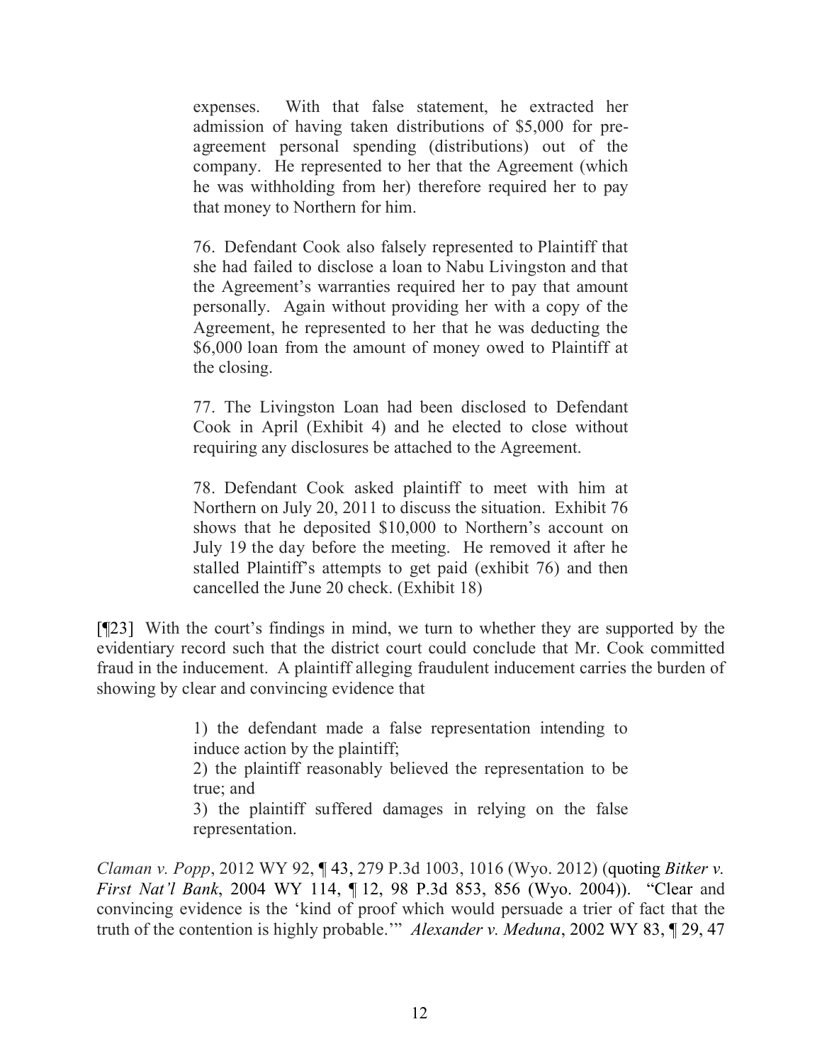> expenses. With that false statement, he extracted her admission of having taken distributions of $5,000 for pre-agreement personal spending (distributions) out of the company. He represented to her that the Agreement (which he was withholding from her) therefore required her to pay that money to Northern for him.
>
> 76. Defendant Cook also falsely represented to Plaintiff that she had failed to disclose a loan to Nabu Livingston and that the Agreement's warranties required her to pay that amount personally. Again without providing her with a copy of the Agreement, he represented to her that he was deducting the $6,000 loan from the amount of money owed to Plaintiff at the closing.
>
> 77. The Livingston Loan had been disclosed to Defendant Cook in April (Exhibit 4) and he elected to close without requiring any disclosures be attached to the Agreement.
>
> 78. Defendant Cook asked plaintiff to meet with him at Northern on July 20, 2011 to discuss the situation. Exhibit 76 shows that he deposited $10,000 to Northern's account on July 19 the day before the meeting. He removed it after he stalled Plaintiff's attempts to get paid (exhibit 76) and then cancelled the June 20 check. (Exhibit 18)

[¶23] With the court's findings in mind, we turn to whether they are supported by the evidentiary record such that the district court could conclude that Mr. Cook committed fraud in the inducement. A plaintiff alleging fraudulent inducement carries the burden of showing by clear and convincing evidence that

> 1) the defendant made a false representation intending to induce action by the plaintiff;
> 2) the plaintiff reasonably believed the representation to be true; and
> 3) the plaintiff suffered damages in relying on the false representation.

*Claman v. Popp*, 2012 WY 92, ¶ 43, 279 P.3d 1003, 1016 (Wyo. 2012) (quoting *Bitker v. First Nat'l Bank*, 2004 WY 114, ¶ 12, 98 P.3d 853, 856 (Wyo. 2004)). "Clear and convincing evidence is the 'kind of proof which would persuade a trier of fact that the truth of the contention is highly probable.'" *Alexander v. Meduna*, 2002 WY 83, ¶ 29, 47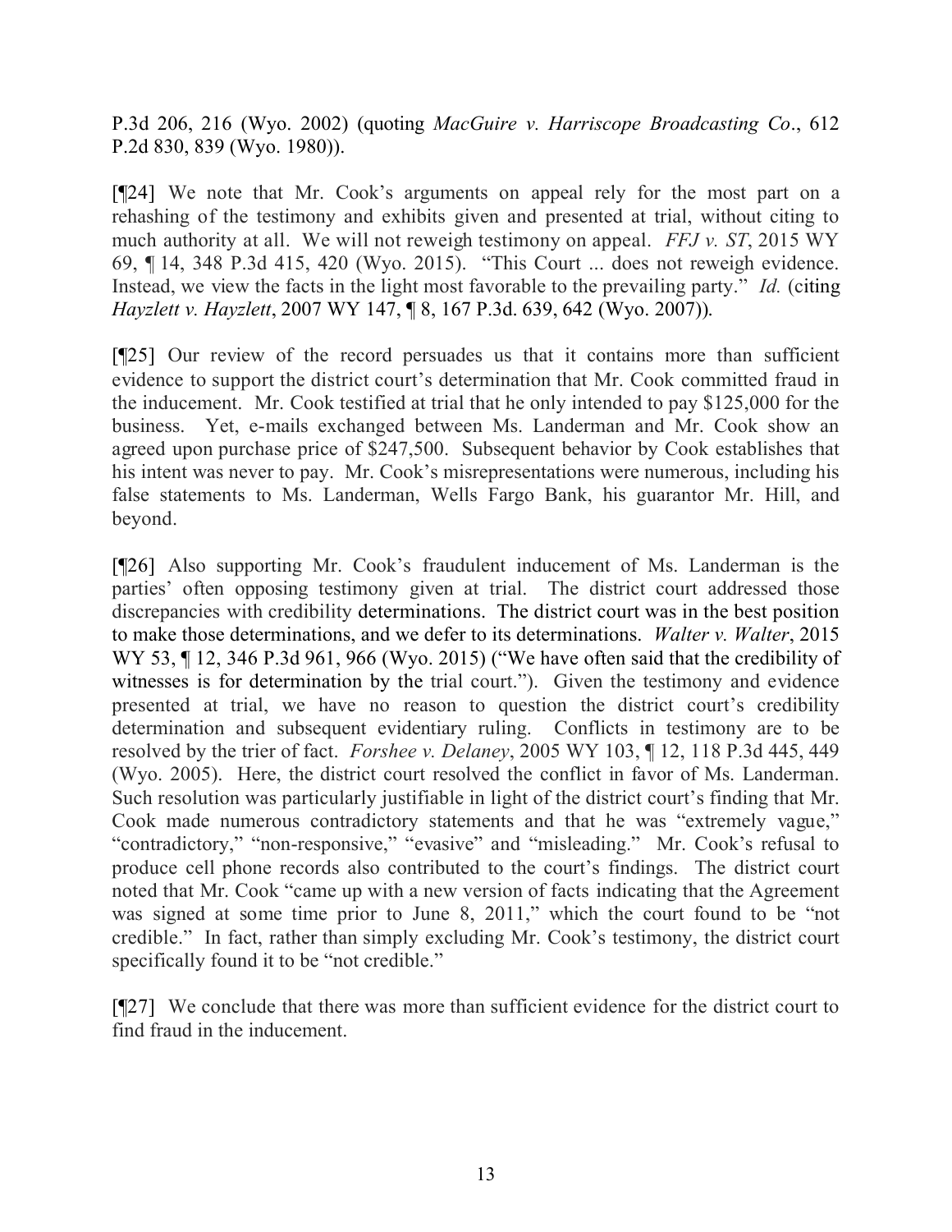P.3d 206, 216 (Wyo. 2002) (quoting *MacGuire v. Harriscope Broadcasting Co*., 612 P.2d 830, 839 (Wyo. 1980)).

[¶24] We note that Mr. Cook's arguments on appeal rely for the most part on a rehashing of the testimony and exhibits given and presented at trial, without citing to much authority at all. We will not reweigh testimony on appeal. *FFJ v. ST*, 2015 WY 69, ¶ 14, 348 P.3d 415, 420 (Wyo. 2015). "This Court ... does not reweigh evidence. Instead, we view the facts in the light most favorable to the prevailing party." *Id.* (citing *Hayzlett v. Hayzlett*, 2007 WY 147, ¶ 8, 167 P.3d. 639, 642 (Wyo. 2007)).

[¶25] Our review of the record persuades us that it contains more than sufficient evidence to support the district court's determination that Mr. Cook committed fraud in the inducement. Mr. Cook testified at trial that he only intended to pay $125,000 for the business. Yet, e-mails exchanged between Ms. Landerman and Mr. Cook show an agreed upon purchase price of $247,500. Subsequent behavior by Cook establishes that his intent was never to pay. Mr. Cook's misrepresentations were numerous, including his false statements to Ms. Landerman, Wells Fargo Bank, his guarantor Mr. Hill, and beyond.

[¶26] Also supporting Mr. Cook's fraudulent inducement of Ms. Landerman is the parties' often opposing testimony given at trial. The district court addressed those discrepancies with credibility determinations. The district court was in the best position to make those determinations, and we defer to its determinations. *Walter v. Walter*, 2015 WY 53, ¶ 12, 346 P.3d 961, 966 (Wyo. 2015) ("We have often said that the credibility of witnesses is for determination by the trial court."). Given the testimony and evidence presented at trial, we have no reason to question the district court's credibility determination and subsequent evidentiary ruling. Conflicts in testimony are to be resolved by the trier of fact. *Forshee v. Delaney*, 2005 WY 103, ¶ 12, 118 P.3d 445, 449 (Wyo. 2005). Here, the district court resolved the conflict in favor of Ms. Landerman. Such resolution was particularly justifiable in light of the district court's finding that Mr. Cook made numerous contradictory statements and that he was "extremely vague," "contradictory," "non-responsive," "evasive" and "misleading." Mr. Cook's refusal to produce cell phone records also contributed to the court's findings. The district court noted that Mr. Cook "came up with a new version of facts indicating that the Agreement was signed at some time prior to June 8, 2011," which the court found to be "not credible." In fact, rather than simply excluding Mr. Cook's testimony, the district court specifically found it to be "not credible."

[¶27] We conclude that there was more than sufficient evidence for the district court to find fraud in the inducement.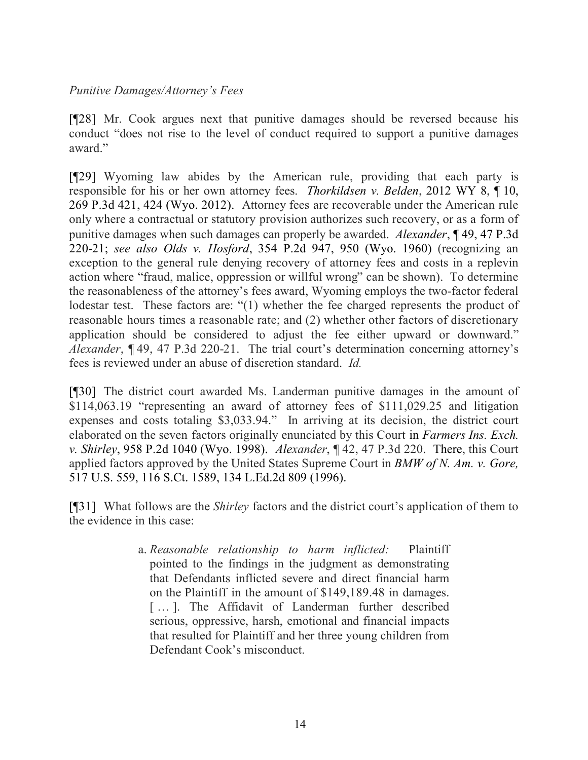*Punitive Damages/Attorney's Fees*

[¶28] Mr. Cook argues next that punitive damages should be reversed because his conduct "does not rise to the level of conduct required to support a punitive damages award."

[¶29] Wyoming law abides by the American rule, providing that each party is responsible for his or her own attorney fees. *Thorkildsen v. Belden*, 2012 WY 8, ¶ 10, 269 P.3d 421, 424 (Wyo. 2012). Attorney fees are recoverable under the American rule only where a contractual or statutory provision authorizes such recovery, or as a form of punitive damages when such damages can properly be awarded. *Alexander*, ¶ 49, 47 P.3d 220-21; *see also Olds v. Hosford*, 354 P.2d 947, 950 (Wyo. 1960) (recognizing an exception to the general rule denying recovery of attorney fees and costs in a replevin action where "fraud, malice, oppression or willful wrong" can be shown). To determine the reasonableness of the attorney's fees award, Wyoming employs the two-factor federal lodestar test. These factors are: "(1) whether the fee charged represents the product of reasonable hours times a reasonable rate; and (2) whether other factors of discretionary application should be considered to adjust the fee either upward or downward." *Alexander*, ¶ 49, 47 P.3d 220-21. The trial court's determination concerning attorney's fees is reviewed under an abuse of discretion standard. *Id.*

[¶30] The district court awarded Ms. Landerman punitive damages in the amount of $114,063.19 "representing an award of attorney fees of $111,029.25 and litigation expenses and costs totaling $3,033.94." In arriving at its decision, the district court elaborated on the seven factors originally enunciated by this Court in *Farmers Ins. Exch. v. Shirley*, 958 P.2d 1040 (Wyo. 1998). *Alexander*, ¶ 42, 47 P.3d 220. There, this Court applied factors approved by the United States Supreme Court in *BMW of N. Am. v. Gore,* 517 U.S. 559, 116 S.Ct. 1589, 134 L.Ed.2d 809 (1996).

[¶31] What follows are the *Shirley* factors and the district court's application of them to the evidence in this case:

> a. *Reasonable relationship to harm inflicted:* Plaintiff pointed to the findings in the judgment as demonstrating that Defendants inflicted severe and direct financial harm on the Plaintiff in the amount of $149,189.48 in damages. [ … ]. The Affidavit of Landerman further described serious, oppressive, harsh, emotional and financial impacts that resulted for Plaintiff and her three young children from Defendant Cook's misconduct.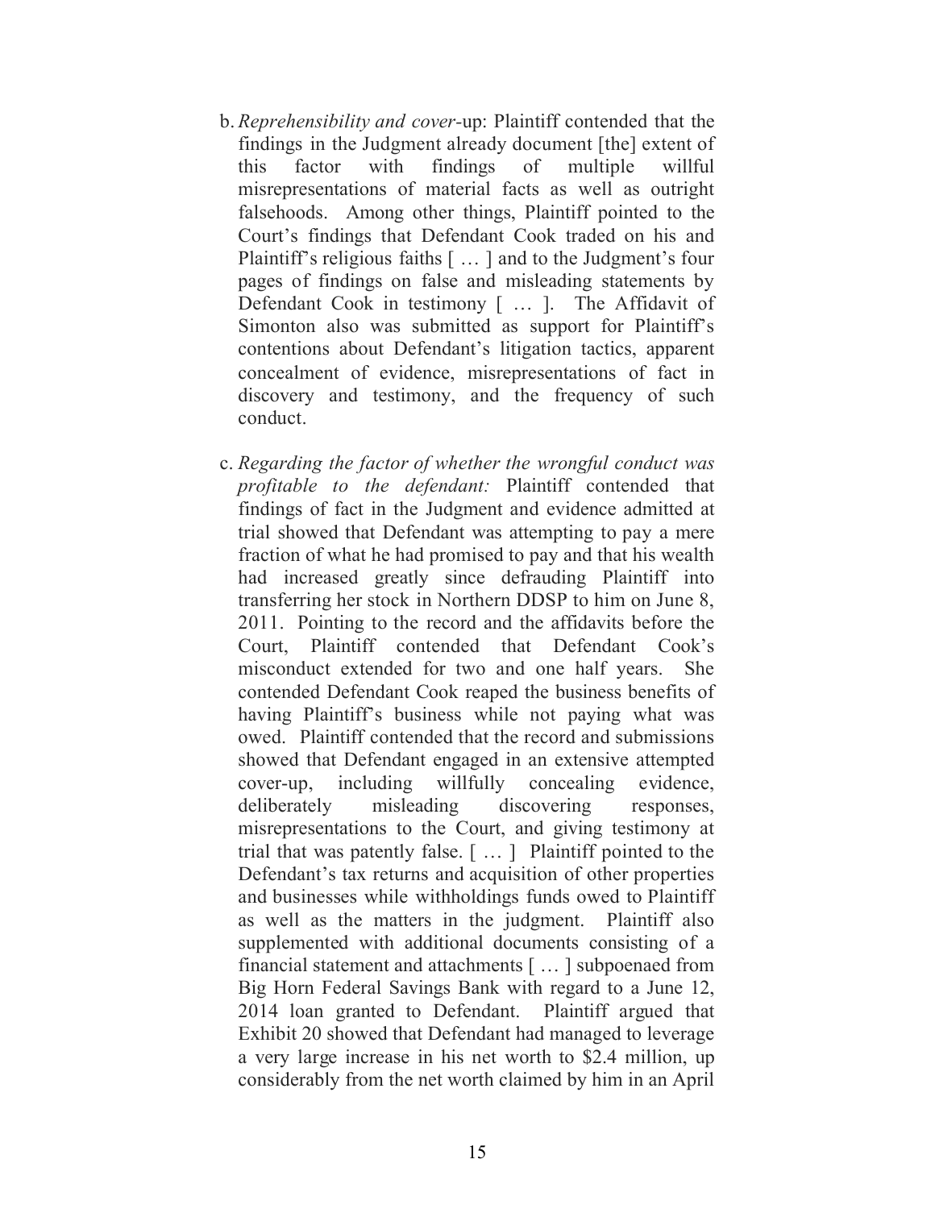b. *Reprehensibility and cover*-up: Plaintiff contended that the findings in the Judgment already document [the] extent of this factor with findings of multiple willful misrepresentations of material facts as well as outright falsehoods. Among other things, Plaintiff pointed to the Court's findings that Defendant Cook traded on his and Plaintiff's religious faiths [ … ] and to the Judgment's four pages of findings on false and misleading statements by Defendant Cook in testimony [ … ]. The Affidavit of Simonton also was submitted as support for Plaintiff's contentions about Defendant's litigation tactics, apparent concealment of evidence, misrepresentations of fact in discovery and testimony, and the frequency of such conduct.

c. *Regarding the factor of whether the wrongful conduct was profitable to the defendant:* Plaintiff contended that findings of fact in the Judgment and evidence admitted at trial showed that Defendant was attempting to pay a mere fraction of what he had promised to pay and that his wealth had increased greatly since defrauding Plaintiff into transferring her stock in Northern DDSP to him on June 8, 2011. Pointing to the record and the affidavits before the Court, Plaintiff contended that Defendant Cook's misconduct extended for two and one half years. She contended Defendant Cook reaped the business benefits of having Plaintiff's business while not paying what was owed. Plaintiff contended that the record and submissions showed that Defendant engaged in an extensive attempted cover-up, including willfully concealing evidence, deliberately misleading discovering responses, misrepresentations to the Court, and giving testimony at trial that was patently false. [ … ] Plaintiff pointed to the Defendant's tax returns and acquisition of other properties and businesses while withholdings funds owed to Plaintiff as well as the matters in the judgment. Plaintiff also supplemented with additional documents consisting of a financial statement and attachments [ … ] subpoenaed from Big Horn Federal Savings Bank with regard to a June 12, 2014 loan granted to Defendant. Plaintiff argued that Exhibit 20 showed that Defendant had managed to leverage a very large increase in his net worth to \$2.4 million, up considerably from the net worth claimed by him in an April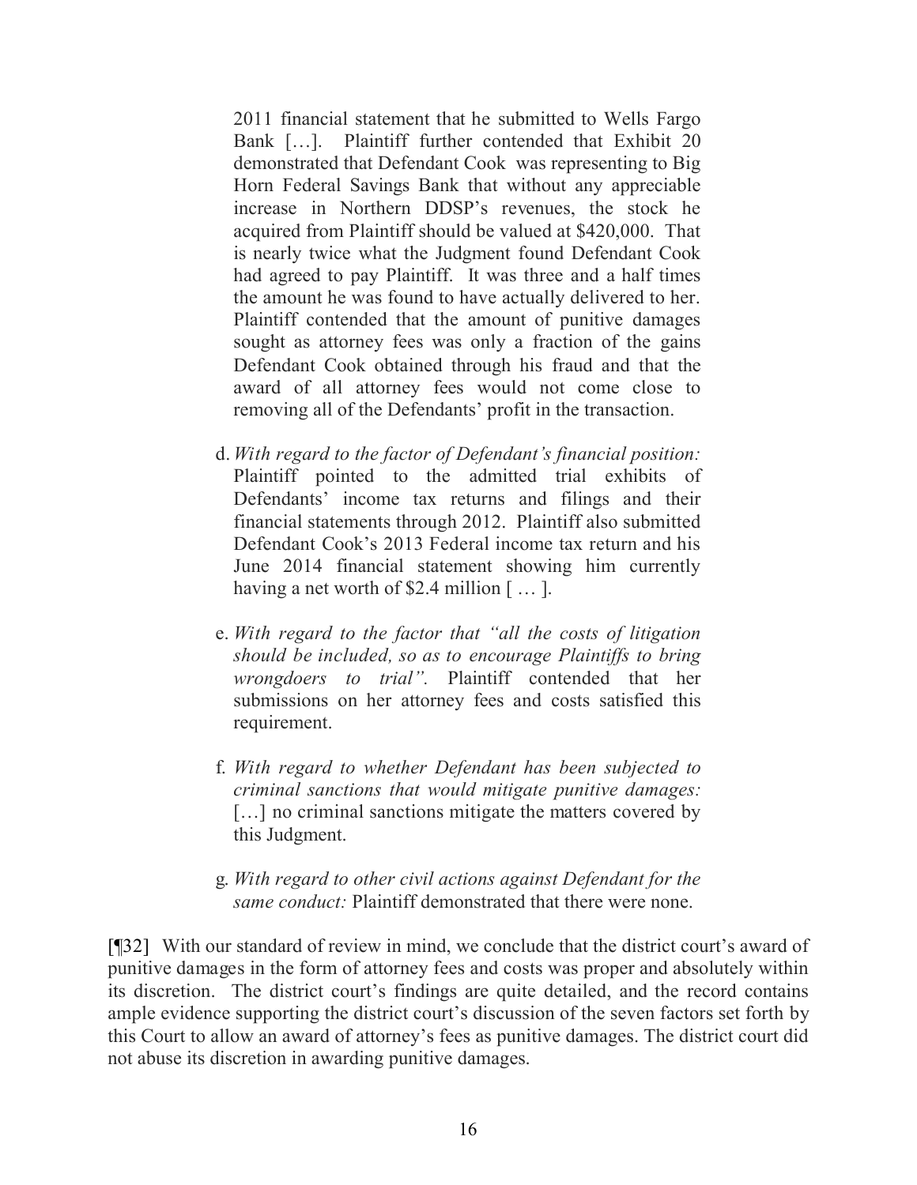2011 financial statement that he submitted to Wells Fargo Bank […]. Plaintiff further contended that Exhibit 20 demonstrated that Defendant Cook was representing to Big Horn Federal Savings Bank that without any appreciable increase in Northern DDSP's revenues, the stock he acquired from Plaintiff should be valued at $420,000. That is nearly twice what the Judgment found Defendant Cook had agreed to pay Plaintiff. It was three and a half times the amount he was found to have actually delivered to her. Plaintiff contended that the amount of punitive damages sought as attorney fees was only a fraction of the gains Defendant Cook obtained through his fraud and that the award of all attorney fees would not come close to removing all of the Defendants' profit in the transaction.

d. *With regard to the factor of Defendant's financial position:* Plaintiff pointed to the admitted trial exhibits of Defendants' income tax returns and filings and their financial statements through 2012. Plaintiff also submitted Defendant Cook's 2013 Federal income tax return and his June 2014 financial statement showing him currently having a net worth of $2.4 million [ … ].

e. *With regard to the factor that "all the costs of litigation should be included, so as to encourage Plaintiffs to bring wrongdoers to trial".* Plaintiff contended that her submissions on her attorney fees and costs satisfied this requirement.

f. *With regard to whether Defendant has been subjected to criminal sanctions that would mitigate punitive damages:* […] no criminal sanctions mitigate the matters covered by this Judgment.

g. *With regard to other civil actions against Defendant for the same conduct:* Plaintiff demonstrated that there were none.

[¶32] With our standard of review in mind, we conclude that the district court's award of punitive damages in the form of attorney fees and costs was proper and absolutely within its discretion. The district court's findings are quite detailed, and the record contains ample evidence supporting the district court's discussion of the seven factors set forth by this Court to allow an award of attorney's fees as punitive damages. The district court did not abuse its discretion in awarding punitive damages.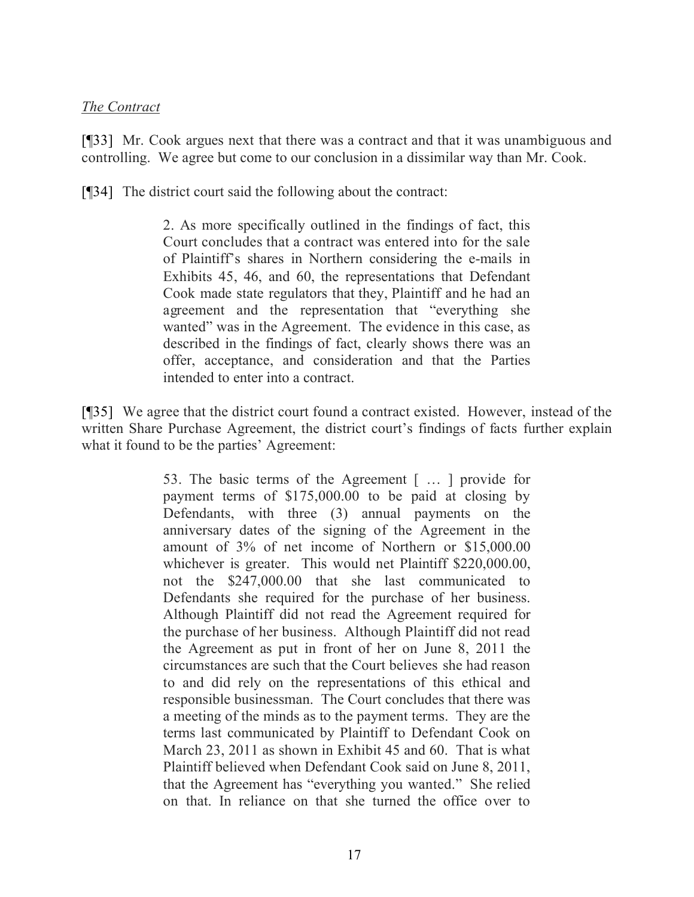*The Contract*

[¶33] Mr. Cook argues next that there was a contract and that it was unambiguous and controlling. We agree but come to our conclusion in a dissimilar way than Mr. Cook.

[¶34] The district court said the following about the contract:

> 2. As more specifically outlined in the findings of fact, this Court concludes that a contract was entered into for the sale of Plaintiff's shares in Northern considering the e-mails in Exhibits 45, 46, and 60, the representations that Defendant Cook made state regulators that they, Plaintiff and he had an agreement and the representation that "everything she wanted" was in the Agreement. The evidence in this case, as described in the findings of fact, clearly shows there was an offer, acceptance, and consideration and that the Parties intended to enter into a contract.

[¶35] We agree that the district court found a contract existed. However, instead of the written Share Purchase Agreement, the district court's findings of facts further explain what it found to be the parties' Agreement:

> 53. The basic terms of the Agreement [ … ] provide for payment terms of $175,000.00 to be paid at closing by Defendants, with three (3) annual payments on the anniversary dates of the signing of the Agreement in the amount of 3% of net income of Northern or $15,000.00 whichever is greater. This would net Plaintiff $220,000.00, not the $247,000.00 that she last communicated to Defendants she required for the purchase of her business. Although Plaintiff did not read the Agreement required for the purchase of her business. Although Plaintiff did not read the Agreement as put in front of her on June 8, 2011 the circumstances are such that the Court believes she had reason to and did rely on the representations of this ethical and responsible businessman. The Court concludes that there was a meeting of the minds as to the payment terms. They are the terms last communicated by Plaintiff to Defendant Cook on March 23, 2011 as shown in Exhibit 45 and 60. That is what Plaintiff believed when Defendant Cook said on June 8, 2011, that the Agreement has "everything you wanted." She relied on that. In reliance on that she turned the office over to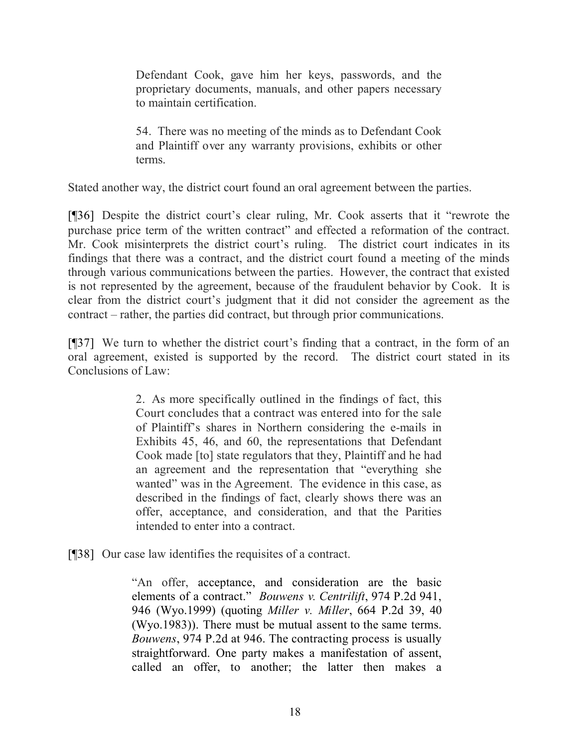> Defendant Cook, gave him her keys, passwords, and the proprietary documents, manuals, and other papers necessary to maintain certification.
>
> 54. There was no meeting of the minds as to Defendant Cook and Plaintiff over any warranty provisions, exhibits or other terms.

Stated another way, the district court found an oral agreement between the parties.

[¶36] Despite the district court's clear ruling, Mr. Cook asserts that it "rewrote the purchase price term of the written contract" and effected a reformation of the contract. Mr. Cook misinterprets the district court's ruling. The district court indicates in its findings that there was a contract, and the district court found a meeting of the minds through various communications between the parties. However, the contract that existed is not represented by the agreement, because of the fraudulent behavior by Cook. It is clear from the district court's judgment that it did not consider the agreement as the contract – rather, the parties did contract, but through prior communications.

[¶37] We turn to whether the district court's finding that a contract, in the form of an oral agreement, existed is supported by the record. The district court stated in its Conclusions of Law:

> 2. As more specifically outlined in the findings of fact, this Court concludes that a contract was entered into for the sale of Plaintiff's shares in Northern considering the e-mails in Exhibits 45, 46, and 60, the representations that Defendant Cook made [to] state regulators that they, Plaintiff and he had an agreement and the representation that "everything she wanted" was in the Agreement. The evidence in this case, as described in the findings of fact, clearly shows there was an offer, acceptance, and consideration, and that the Parities intended to enter into a contract.

[¶38] Our case law identifies the requisites of a contract.

> "An offer, acceptance, and consideration are the basic elements of a contract." *Bouwens v. Centrilift*, 974 P.2d 941, 946 (Wyo.1999) (quoting *Miller v. Miller*, 664 P.2d 39, 40 (Wyo.1983)). There must be mutual assent to the same terms. *Bouwens*, 974 P.2d at 946. The contracting process is usually straightforward. One party makes a manifestation of assent, called an offer, to another; the latter then makes a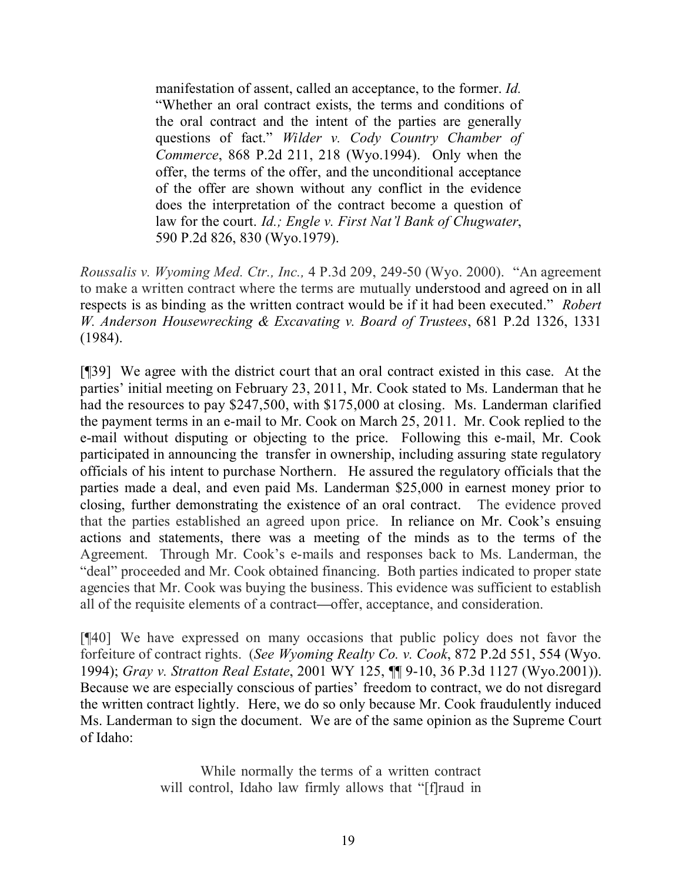> manifestation of assent, called an acceptance, to the former. *Id.* "Whether an oral contract exists, the terms and conditions of the oral contract and the intent of the parties are generally questions of fact." *Wilder v. Cody Country Chamber of Commerce*, 868 P.2d 211, 218 (Wyo.1994). Only when the offer, the terms of the offer, and the unconditional acceptance of the offer are shown without any conflict in the evidence does the interpretation of the contract become a question of law for the court. *Id.; Engle v. First Nat'l Bank of Chugwater*, 590 P.2d 826, 830 (Wyo.1979).

*Roussalis v. Wyoming Med. Ctr., Inc.,* 4 P.3d 209, 249-50 (Wyo. 2000). "An agreement to make a written contract where the terms are mutually understood and agreed on in all respects is as binding as the written contract would be if it had been executed." *Robert W. Anderson Housewrecking & Excavating v. Board of Trustees*, 681 P.2d 1326, 1331 (1984).

[¶39] We agree with the district court that an oral contract existed in this case. At the parties' initial meeting on February 23, 2011, Mr. Cook stated to Ms. Landerman that he had the resources to pay $247,500, with $175,000 at closing. Ms. Landerman clarified the payment terms in an e-mail to Mr. Cook on March 25, 2011. Mr. Cook replied to the e-mail without disputing or objecting to the price. Following this e-mail, Mr. Cook participated in announcing the transfer in ownership, including assuring state regulatory officials of his intent to purchase Northern. He assured the regulatory officials that the parties made a deal, and even paid Ms. Landerman $25,000 in earnest money prior to closing, further demonstrating the existence of an oral contract. The evidence proved that the parties established an agreed upon price. In reliance on Mr. Cook's ensuing actions and statements, there was a meeting of the minds as to the terms of the Agreement. Through Mr. Cook's e-mails and responses back to Ms. Landerman, the "deal" proceeded and Mr. Cook obtained financing. Both parties indicated to proper state agencies that Mr. Cook was buying the business. This evidence was sufficient to establish all of the requisite elements of a contract—offer, acceptance, and consideration.

[¶40] We have expressed on many occasions that public policy does not favor the forfeiture of contract rights. (*See Wyoming Realty Co. v. Cook*, 872 P.2d 551, 554 (Wyo. 1994); *Gray v. Stratton Real Estate*, 2001 WY 125, ¶¶ 9-10, 36 P.3d 1127 (Wyo.2001)). Because we are especially conscious of parties' freedom to contract, we do not disregard the written contract lightly. Here, we do so only because Mr. Cook fraudulently induced Ms. Landerman to sign the document. We are of the same opinion as the Supreme Court of Idaho:

> While normally the terms of a written contract will control, Idaho law firmly allows that "[f]raud in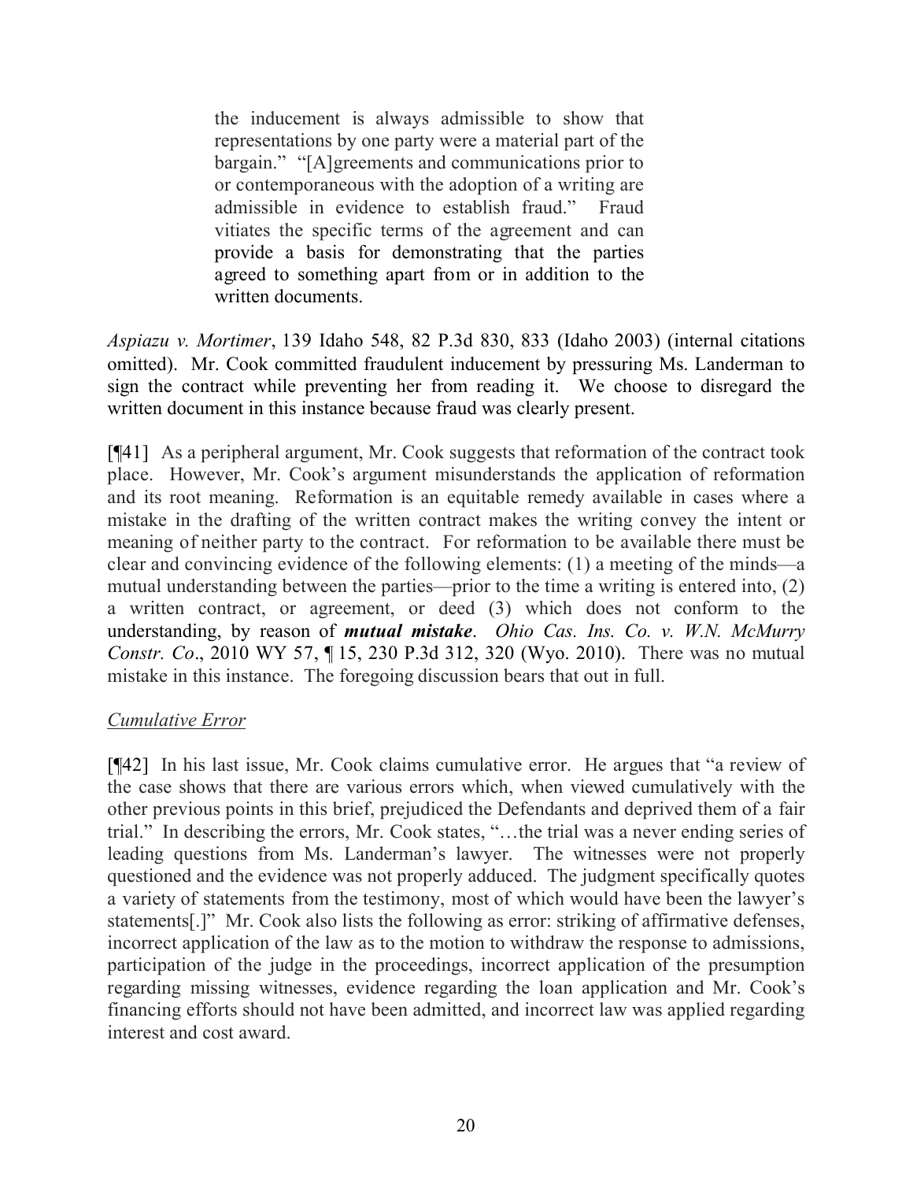> the inducement is always admissible to show that representations by one party were a material part of the bargain." "[A]greements and communications prior to or contemporaneous with the adoption of a writing are admissible in evidence to establish fraud." Fraud vitiates the specific terms of the agreement and can provide a basis for demonstrating that the parties agreed to something apart from or in addition to the written documents.

*Aspiazu v. Mortimer*, 139 Idaho 548, 82 P.3d 830, 833 (Idaho 2003) (internal citations omitted). Mr. Cook committed fraudulent inducement by pressuring Ms. Landerman to sign the contract while preventing her from reading it. We choose to disregard the written document in this instance because fraud was clearly present.

[¶41] As a peripheral argument, Mr. Cook suggests that reformation of the contract took place. However, Mr. Cook's argument misunderstands the application of reformation and its root meaning. Reformation is an equitable remedy available in cases where a mistake in the drafting of the written contract makes the writing convey the intent or meaning of neither party to the contract. For reformation to be available there must be clear and convincing evidence of the following elements: (1) a meeting of the minds—a mutual understanding between the parties—prior to the time a writing is entered into, (2) a written contract, or agreement, or deed (3) which does not conform to the understanding, by reason of ***mutual mistake***. *Ohio Cas. Ins. Co. v. W.N. McMurry Constr. Co*., 2010 WY 57, ¶ 15, 230 P.3d 312, 320 (Wyo. 2010). There was no mutual mistake in this instance. The foregoing discussion bears that out in full.

<u>*Cumulative Error*</u>

[¶42] In his last issue, Mr. Cook claims cumulative error. He argues that "a review of the case shows that there are various errors which, when viewed cumulatively with the other previous points in this brief, prejudiced the Defendants and deprived them of a fair trial." In describing the errors, Mr. Cook states, "…the trial was a never ending series of leading questions from Ms. Landerman's lawyer. The witnesses were not properly questioned and the evidence was not properly adduced. The judgment specifically quotes a variety of statements from the testimony, most of which would have been the lawyer's statements[.]" Mr. Cook also lists the following as error: striking of affirmative defenses, incorrect application of the law as to the motion to withdraw the response to admissions, participation of the judge in the proceedings, incorrect application of the presumption regarding missing witnesses, evidence regarding the loan application and Mr. Cook's financing efforts should not have been admitted, and incorrect law was applied regarding interest and cost award.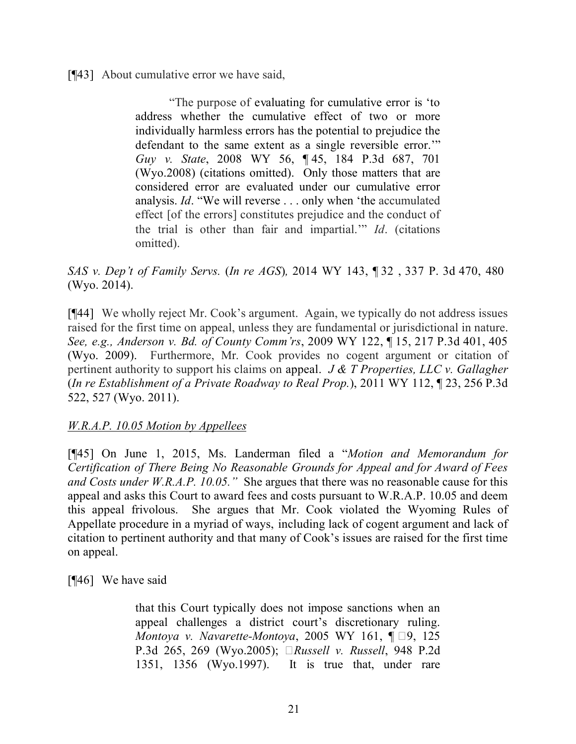[¶43] About cumulative error we have said,

> "The purpose of evaluating for cumulative error is 'to address whether the cumulative effect of two or more individually harmless errors has the potential to prejudice the defendant to the same extent as a single reversible error.'" *Guy v. State*, 2008 WY 56, ¶ 45, 184 P.3d 687, 701 (Wyo.2008) (citations omitted). Only those matters that are considered error are evaluated under our cumulative error analysis. *Id*. "We will reverse . . . only when 'the accumulated effect [of the errors] constitutes prejudice and the conduct of the trial is other than fair and impartial.'" *Id*. (citations omitted).

*SAS v. Dep't of Family Servs.* (*In re AGS*)*,* 2014 WY 143, ¶ 32 , 337 P. 3d 470, 480 (Wyo. 2014).

[¶44] We wholly reject Mr. Cook's argument. Again, we typically do not address issues raised for the first time on appeal, unless they are fundamental or jurisdictional in nature. *See, e.g., Anderson v. Bd. of County Comm'rs*, 2009 WY 122, ¶ 15, 217 P.3d 401, 405 (Wyo. 2009). Furthermore, Mr. Cook provides no cogent argument or citation of pertinent authority to support his claims on appeal. *J & T Properties, LLC v. Gallagher* (*In re Establishment of a Private Roadway to Real Prop.*), 2011 WY 112, ¶ 23, 256 P.3d 522, 527 (Wyo. 2011).

*W.R.A.P. 10.05 Motion by Appellees*

[¶45] On June 1, 2015, Ms. Landerman filed a "*Motion and Memorandum for Certification of There Being No Reasonable Grounds for Appeal and for Award of Fees and Costs under W.R.A.P. 10.05."* She argues that there was no reasonable cause for this appeal and asks this Court to award fees and costs pursuant to W.R.A.P. 10.05 and deem this appeal frivolous. She argues that Mr. Cook violated the Wyoming Rules of Appellate procedure in a myriad of ways, including lack of cogent argument and lack of citation to pertinent authority and that many of Cook's issues are raised for the first time on appeal.

[¶46] We have said

> that this Court typically does not impose sanctions when an appeal challenges a district court's discretionary ruling. *Montoya v. Navarette-Montoya*, 2005 WY 161, ¶ 9, 125 P.3d 265, 269 (Wyo.2005); *Russell v. Russell*, 948 P.2d 1351, 1356 (Wyo.1997). It is true that, under rare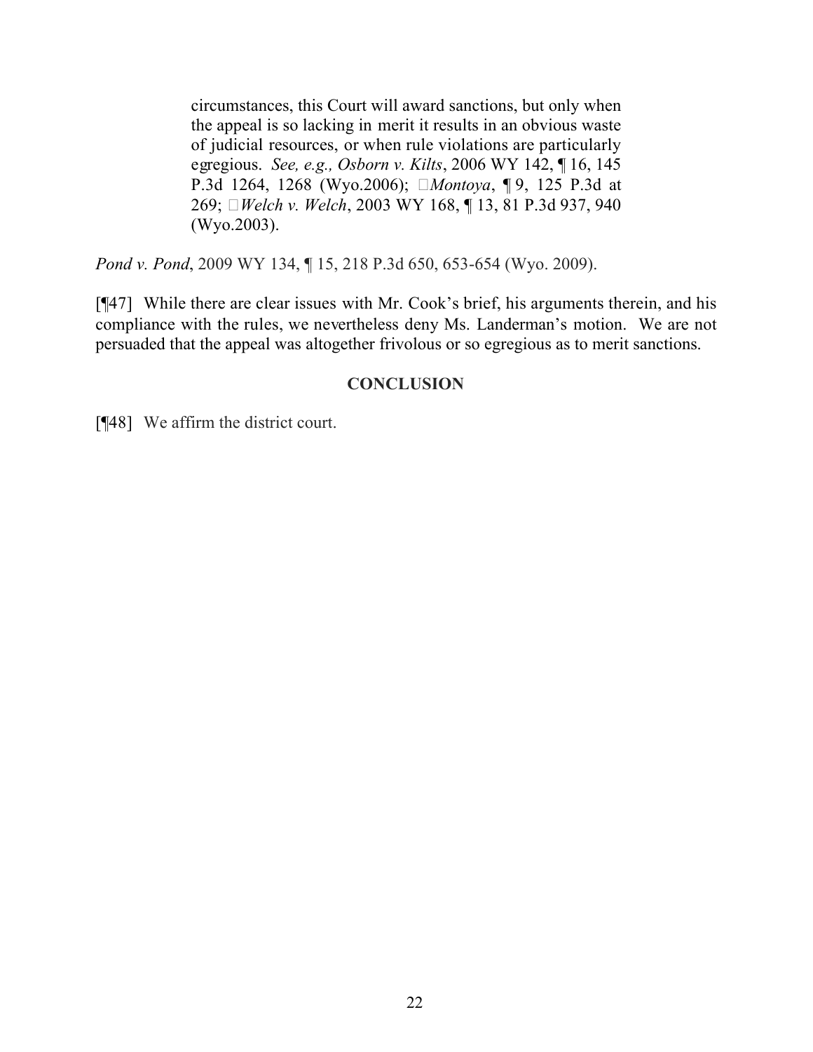> circumstances, this Court will award sanctions, but only when the appeal is so lacking in merit it results in an obvious waste of judicial resources, or when rule violations are particularly egregious. *See, e.g., Osborn v. Kilts*, 2006 WY 142, ¶ 16, 145 P.3d 1264, 1268 (Wyo.2006); *Montoya*, ¶ 9, 125 P.3d at 269; *Welch v. Welch*, 2003 WY 168, ¶ 13, 81 P.3d 937, 940 (Wyo.2003).

*Pond v. Pond*, 2009 WY 134, ¶ 15, 218 P.3d 650, 653-654 (Wyo. 2009).

[¶47] While there are clear issues with Mr. Cook's brief, his arguments therein, and his compliance with the rules, we nevertheless deny Ms. Landerman's motion. We are not persuaded that the appeal was altogether frivolous or so egregious as to merit sanctions.

## CONCLUSION

[¶48] We affirm the district court.